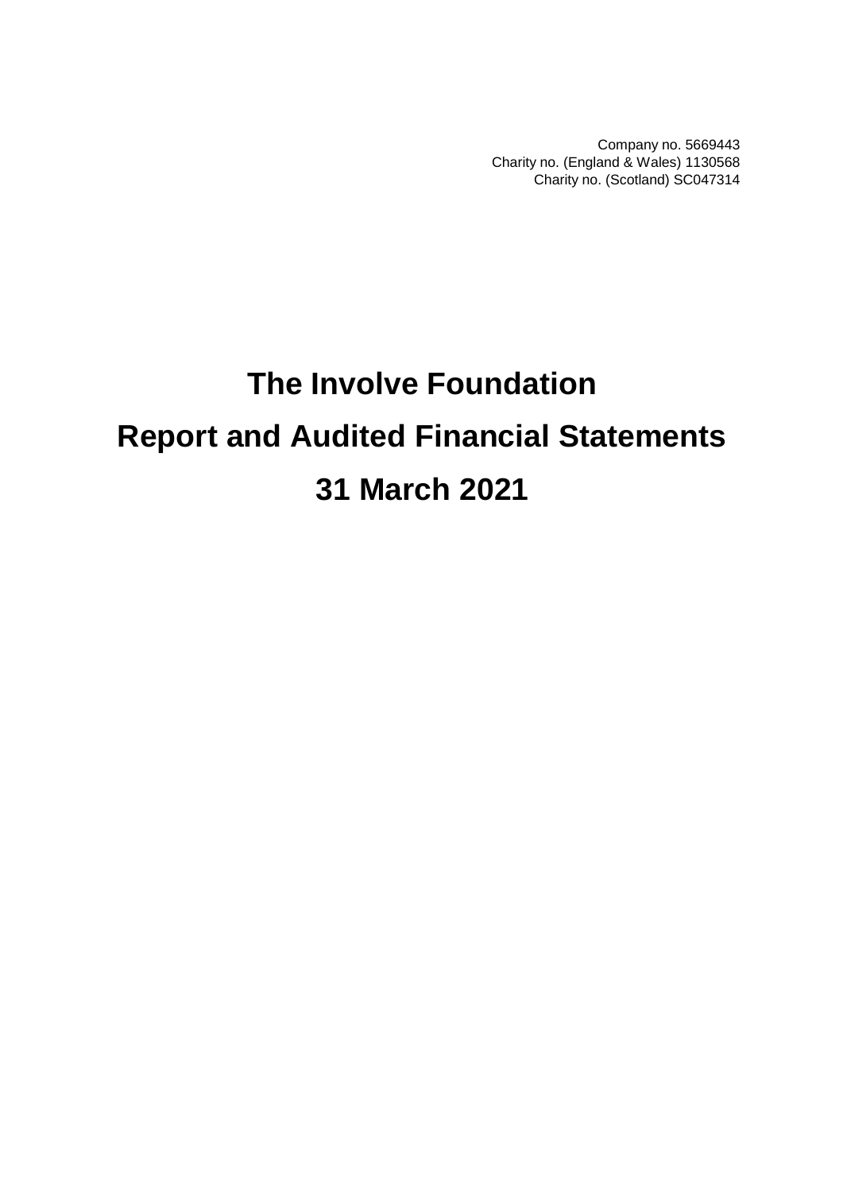Company no. 5669443
Charity no. (England & Wales) 1130568
Charity no. (Scotland) SC047314

# The Involve Foundation

# Report and Audited Financial Statements

# 31 March 2021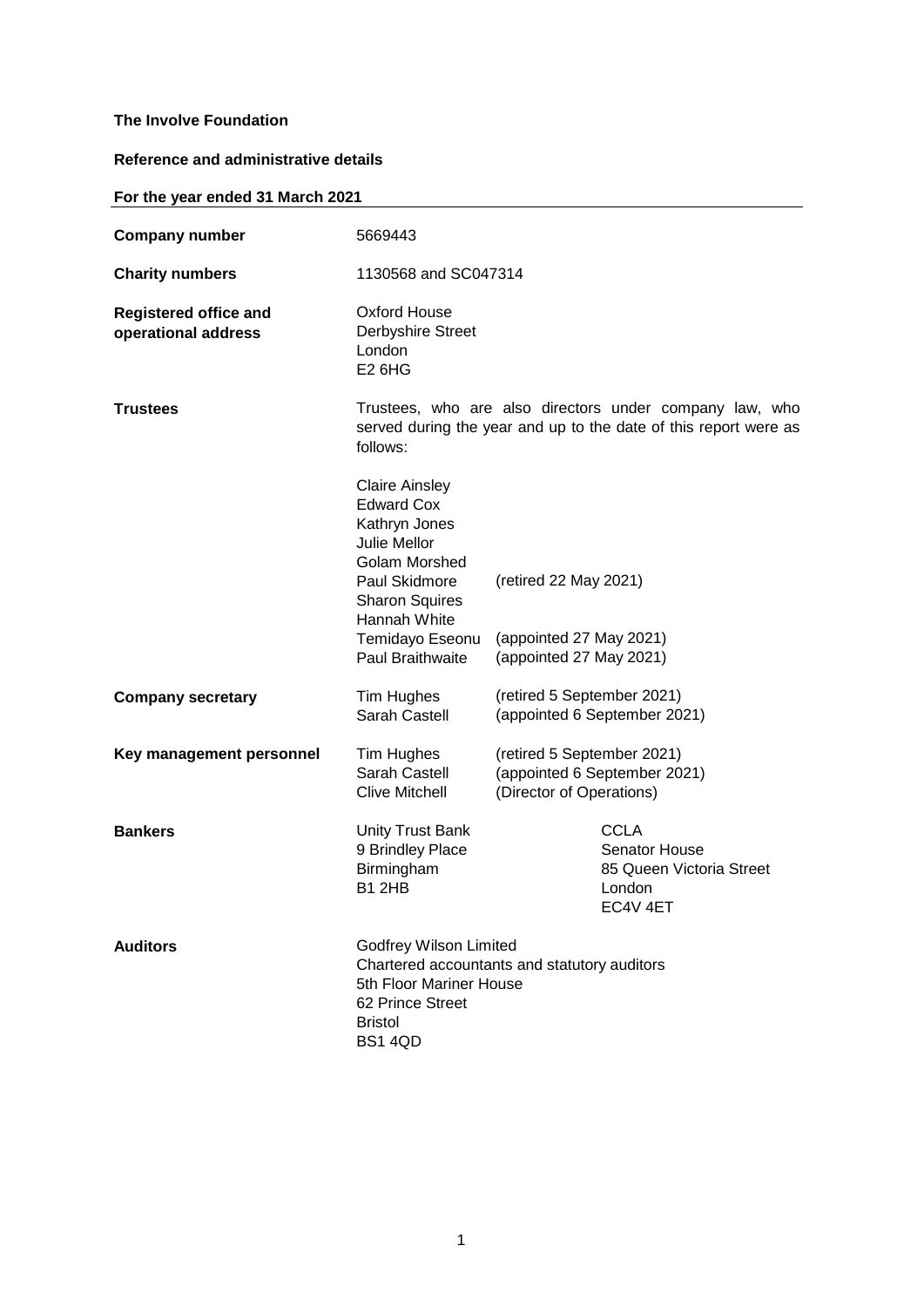**The Involve Foundation**

**Reference and administrative details**

**For the year ended 31 March 2021**

| | | |
|---|---|---|
| **Company number** | 5669443 | |
| **Charity numbers** | 1130568 and SC047314 | |
| **Registered office and operational address** | Oxford House<br>Derbyshire Street<br>London<br>E2 6HG | |
| **Trustees** | Trustees, who are also directors under company law, who served during the year and up to the date of this report were as follows: | |
| | Claire Ainsley | |
| | Edward Cox | |
| | Kathryn Jones | |
| | Julie Mellor | |
| | Golam Morshed | |
| | Paul Skidmore | (retired 22 May 2021) |
| | Sharon Squires | |
| | Hannah White | |
| | Temidayo Eseonu | (appointed 27 May 2021) |
| | Paul Braithwaite | (appointed 27 May 2021) |
| **Company secretary** | Tim Hughes | (retired 5 September 2021) |
| | Sarah Castell | (appointed 6 September 2021) |
| **Key management personnel** | Tim Hughes | (retired 5 September 2021) |
| | Sarah Castell | (appointed 6 September 2021) |
| | Clive Mitchell | (Director of Operations) |
| **Bankers** | Unity Trust Bank<br>9 Brindley Place<br>Birmingham<br>B1 2HB | CCLA<br>Senator House<br>85 Queen Victoria Street<br>London<br>EC4V 4ET |
| **Auditors** | Godfrey Wilson Limited<br>Chartered accountants and statutory auditors<br>5th Floor Mariner House<br>62 Prince Street<br>Bristol<br>BS1 4QD | |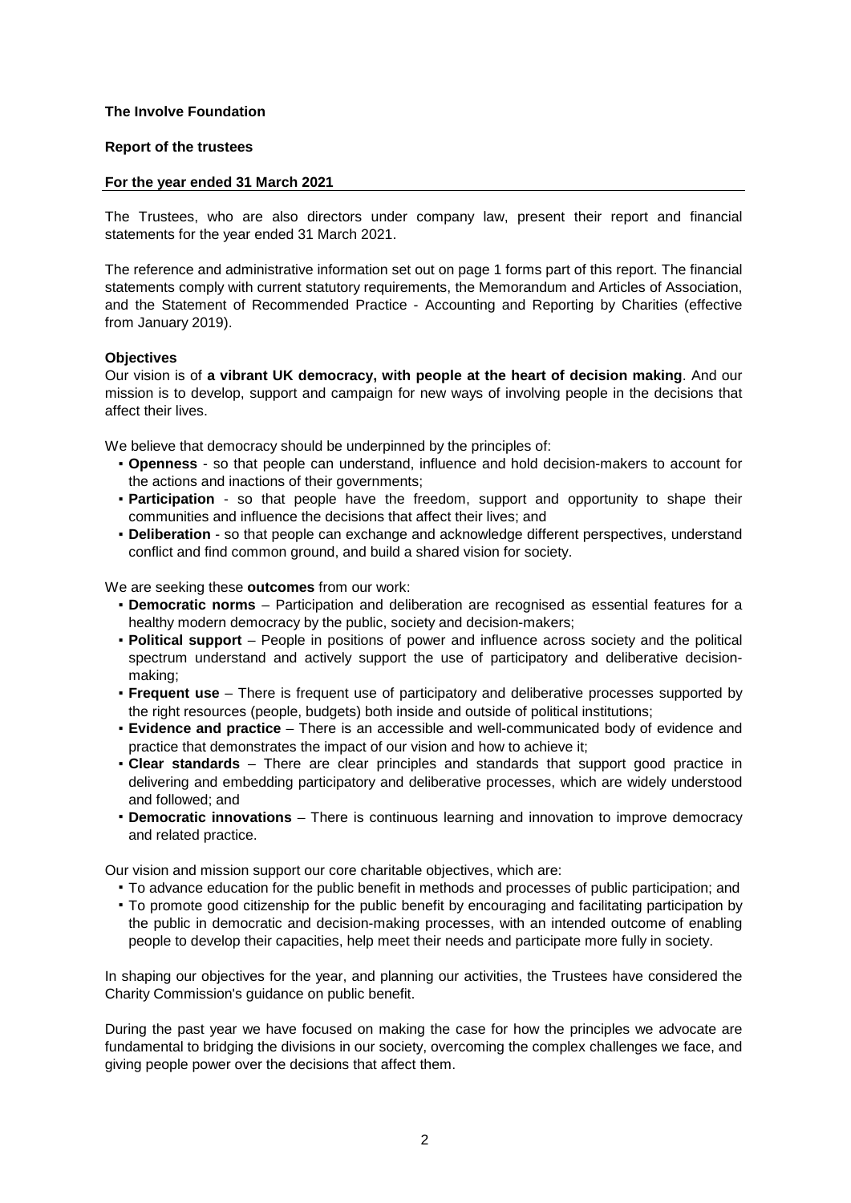**The Involve Foundation**

**Report of the trustees**

**For the year ended 31 March 2021**

The Trustees, who are also directors under company law, present their report and financial statements for the year ended 31 March 2021.

The reference and administrative information set out on page 1 forms part of this report. The financial statements comply with current statutory requirements, the Memorandum and Articles of Association, and the Statement of Recommended Practice - Accounting and Reporting by Charities (effective from January 2019).

**Objectives**

Our vision is of **a vibrant UK democracy, with people at the heart of decision making**. And our mission is to develop, support and campaign for new ways of involving people in the decisions that affect their lives.

We believe that democracy should be underpinned by the principles of:

- **Openness** - so that people can understand, influence and hold decision-makers to account for the actions and inactions of their governments;
- **Participation** - so that people have the freedom, support and opportunity to shape their communities and influence the decisions that affect their lives; and
- **Deliberation** - so that people can exchange and acknowledge different perspectives, understand conflict and find common ground, and build a shared vision for society.

We are seeking these **outcomes** from our work:

- **Democratic norms** – Participation and deliberation are recognised as essential features for a healthy modern democracy by the public, society and decision-makers;
- **Political support** – People in positions of power and influence across society and the political spectrum understand and actively support the use of participatory and deliberative decision-making;
- **Frequent use** – There is frequent use of participatory and deliberative processes supported by the right resources (people, budgets) both inside and outside of political institutions;
- **Evidence and practice** – There is an accessible and well-communicated body of evidence and practice that demonstrates the impact of our vision and how to achieve it;
- **Clear standards** – There are clear principles and standards that support good practice in delivering and embedding participatory and deliberative processes, which are widely understood and followed; and
- **Democratic innovations** – There is continuous learning and innovation to improve democracy and related practice.

Our vision and mission support our core charitable objectives, which are:

- To advance education for the public benefit in methods and processes of public participation; and
- To promote good citizenship for the public benefit by encouraging and facilitating participation by the public in democratic and decision-making processes, with an intended outcome of enabling people to develop their capacities, help meet their needs and participate more fully in society.

In shaping our objectives for the year, and planning our activities, the Trustees have considered the Charity Commission's guidance on public benefit.

During the past year we have focused on making the case for how the principles we advocate are fundamental to bridging the divisions in our society, overcoming the complex challenges we face, and giving people power over the decisions that affect them.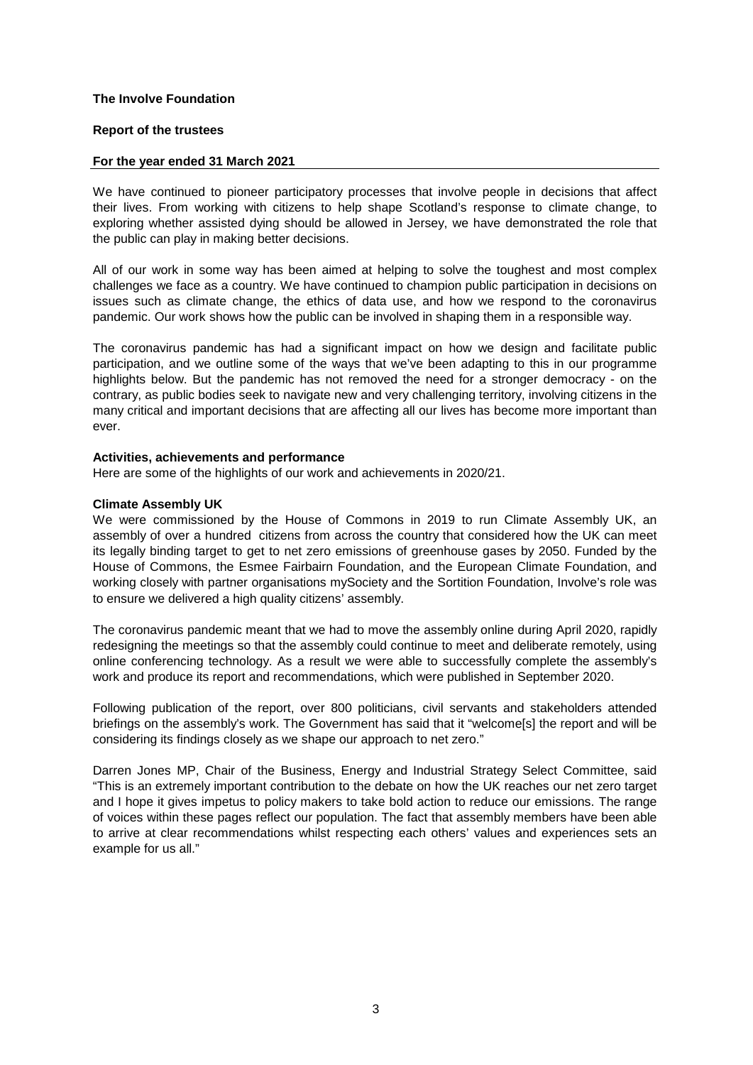**The Involve Foundation**

**Report of the trustees**

**For the year ended 31 March 2021**

We have continued to pioneer participatory processes that involve people in decisions that affect their lives. From working with citizens to help shape Scotland's response to climate change, to exploring whether assisted dying should be allowed in Jersey, we have demonstrated the role that the public can play in making better decisions.

All of our work in some way has been aimed at helping to solve the toughest and most complex challenges we face as a country. We have continued to champion public participation in decisions on issues such as climate change, the ethics of data use, and how we respond to the coronavirus pandemic. Our work shows how the public can be involved in shaping them in a responsible way.

The coronavirus pandemic has had a significant impact on how we design and facilitate public participation, and we outline some of the ways that we've been adapting to this in our programme highlights below. But the pandemic has not removed the need for a stronger democracy - on the contrary, as public bodies seek to navigate new and very challenging territory, involving citizens in the many critical and important decisions that are affecting all our lives has become more important than ever.

**Activities, achievements and performance**

Here are some of the highlights of our work and achievements in 2020/21.

**Climate Assembly UK**

We were commissioned by the House of Commons in 2019 to run Climate Assembly UK, an assembly of over a hundred citizens from across the country that considered how the UK can meet its legally binding target to get to net zero emissions of greenhouse gases by 2050. Funded by the House of Commons, the Esmee Fairbairn Foundation, and the European Climate Foundation, and working closely with partner organisations mySociety and the Sortition Foundation, Involve's role was to ensure we delivered a high quality citizens' assembly.

The coronavirus pandemic meant that we had to move the assembly online during April 2020, rapidly redesigning the meetings so that the assembly could continue to meet and deliberate remotely, using online conferencing technology. As a result we were able to successfully complete the assembly's work and produce its report and recommendations, which were published in September 2020.

Following publication of the report, over 800 politicians, civil servants and stakeholders attended briefings on the assembly's work. The Government has said that it "welcome[s] the report and will be considering its findings closely as we shape our approach to net zero."

Darren Jones MP, Chair of the Business, Energy and Industrial Strategy Select Committee, said "This is an extremely important contribution to the debate on how the UK reaches our net zero target and I hope it gives impetus to policy makers to take bold action to reduce our emissions. The range of voices within these pages reflect our population. The fact that assembly members have been able to arrive at clear recommendations whilst respecting each others' values and experiences sets an example for us all."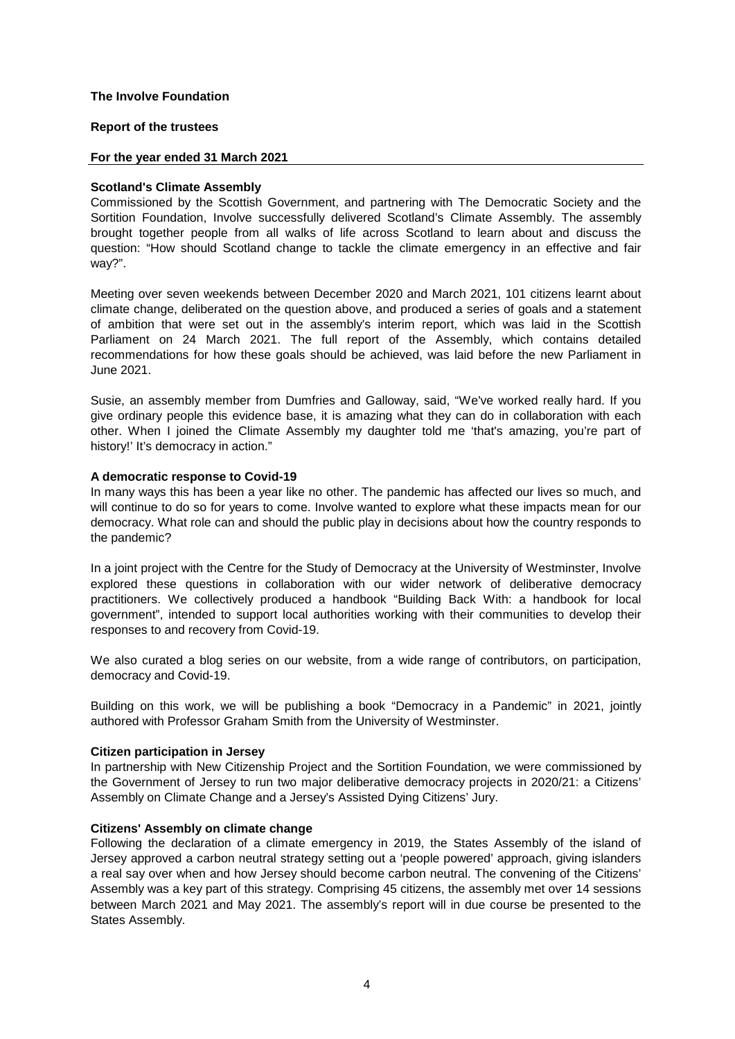**The Involve Foundation**

**Report of the trustees**

**For the year ended 31 March 2021**

**Scotland's Climate Assembly**

Commissioned by the Scottish Government, and partnering with The Democratic Society and the Sortition Foundation, Involve successfully delivered Scotland's Climate Assembly. The assembly brought together people from all walks of life across Scotland to learn about and discuss the question: "How should Scotland change to tackle the climate emergency in an effective and fair way?".

Meeting over seven weekends between December 2020 and March 2021, 101 citizens learnt about climate change, deliberated on the question above, and produced a series of goals and a statement of ambition that were set out in the assembly's interim report, which was laid in the Scottish Parliament on 24 March 2021. The full report of the Assembly, which contains detailed recommendations for how these goals should be achieved, was laid before the new Parliament in June 2021.

Susie, an assembly member from Dumfries and Galloway, said, "We've worked really hard. If you give ordinary people this evidence base, it is amazing what they can do in collaboration with each other. When I joined the Climate Assembly my daughter told me 'that's amazing, you're part of history!' It's democracy in action."

**A democratic response to Covid-19**

In many ways this has been a year like no other. The pandemic has affected our lives so much, and will continue to do so for years to come. Involve wanted to explore what these impacts mean for our democracy. What role can and should the public play in decisions about how the country responds to the pandemic?

In a joint project with the Centre for the Study of Democracy at the University of Westminster, Involve explored these questions in collaboration with our wider network of deliberative democracy practitioners. We collectively produced a handbook "Building Back With: a handbook for local government", intended to support local authorities working with their communities to develop their responses to and recovery from Covid-19.

We also curated a blog series on our website, from a wide range of contributors, on participation, democracy and Covid-19.

Building on this work, we will be publishing a book "Democracy in a Pandemic" in 2021, jointly authored with Professor Graham Smith from the University of Westminster.

**Citizen participation in Jersey**

In partnership with New Citizenship Project and the Sortition Foundation, we were commissioned by the Government of Jersey to run two major deliberative democracy projects in 2020/21: a Citizens' Assembly on Climate Change and a Jersey's Assisted Dying Citizens' Jury.

**Citizens' Assembly on climate change**

Following the declaration of a climate emergency in 2019, the States Assembly of the island of Jersey approved a carbon neutral strategy setting out a 'people powered' approach, giving islanders a real say over when and how Jersey should become carbon neutral. The convening of the Citizens' Assembly was a key part of this strategy. Comprising 45 citizens, the assembly met over 14 sessions between March 2021 and May 2021. The assembly's report will in due course be presented to the States Assembly.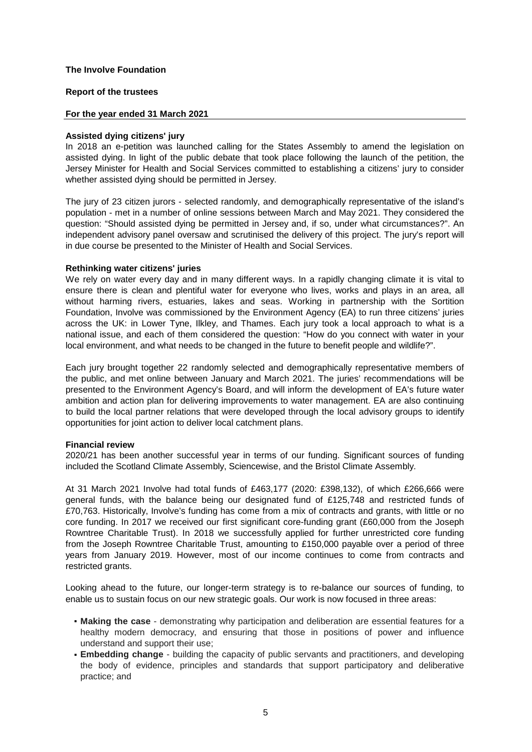**Assisted dying citizens' jury**

In 2018 an e-petition was launched calling for the States Assembly to amend the legislation on assisted dying. In light of the public debate that took place following the launch of the petition, the Jersey Minister for Health and Social Services committed to establishing a citizens' jury to consider whether assisted dying should be permitted in Jersey.

The jury of 23 citizen jurors - selected randomly, and demographically representative of the island's population - met in a number of online sessions between March and May 2021. They considered the question: "Should assisted dying be permitted in Jersey and, if so, under what circumstances?". An independent advisory panel oversaw and scrutinised the delivery of this project. The jury's report will in due course be presented to the Minister of Health and Social Services.

**Rethinking water citizens' juries**

We rely on water every day and in many different ways. In a rapidly changing climate it is vital to ensure there is clean and plentiful water for everyone who lives, works and plays in an area, all without harming rivers, estuaries, lakes and seas. Working in partnership with the Sortition Foundation, Involve was commissioned by the Environment Agency (EA) to run three citizens' juries across the UK: in Lower Tyne, Ilkley, and Thames. Each jury took a local approach to what is a national issue, and each of them considered the question: "How do you connect with water in your local environment, and what needs to be changed in the future to benefit people and wildlife?".

Each jury brought together 22 randomly selected and demographically representative members of the public, and met online between January and March 2021. The juries' recommendations will be presented to the Environment Agency's Board, and will inform the development of EA's future water ambition and action plan for delivering improvements to water management. EA are also continuing to build the local partner relations that were developed through the local advisory groups to identify opportunities for joint action to deliver local catchment plans.

**Financial review**

2020/21 has been another successful year in terms of our funding. Significant sources of funding included the Scotland Climate Assembly, Sciencewise, and the Bristol Climate Assembly.

At 31 March 2021 Involve had total funds of £463,177 (2020: £398,132), of which £266,666 were general funds, with the balance being our designated fund of £125,748 and restricted funds of £70,763. Historically, Involve's funding has come from a mix of contracts and grants, with little or no core funding. In 2017 we received our first significant core-funding grant (£60,000 from the Joseph Rowntree Charitable Trust). In 2018 we successfully applied for further unrestricted core funding from the Joseph Rowntree Charitable Trust, amounting to £150,000 payable over a period of three years from January 2019. However, most of our income continues to come from contracts and restricted grants.

Looking ahead to the future, our longer-term strategy is to re-balance our sources of funding, to enable us to sustain focus on our new strategic goals. Our work is now focused in three areas:

- **Making the case** - demonstrating why participation and deliberation are essential features for a healthy modern democracy, and ensuring that those in positions of power and influence understand and support their use;
- **Embedding change** - building the capacity of public servants and practitioners, and developing the body of evidence, principles and standards that support participatory and deliberative practice; and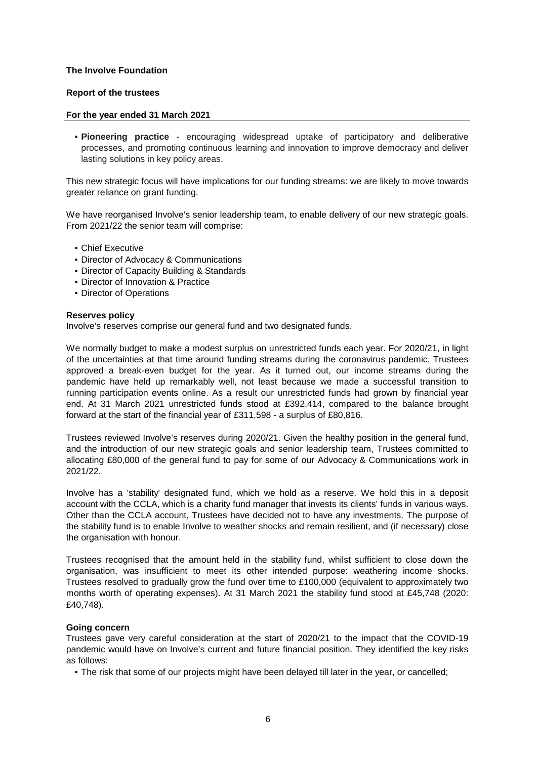**The Involve Foundation**

**Report of the trustees**

**For the year ended 31 March 2021**

- **Pioneering practice** - encouraging widespread uptake of participatory and deliberative processes, and promoting continuous learning and innovation to improve democracy and deliver lasting solutions in key policy areas.

This new strategic focus will have implications for our funding streams: we are likely to move towards greater reliance on grant funding.

We have reorganised Involve's senior leadership team, to enable delivery of our new strategic goals. From 2021/22 the senior team will comprise:

- Chief Executive
- Director of Advocacy & Communications
- Director of Capacity Building & Standards
- Director of Innovation & Practice
- Director of Operations

**Reserves policy**

Involve's reserves comprise our general fund and two designated funds.

We normally budget to make a modest surplus on unrestricted funds each year. For 2020/21, in light of the uncertainties at that time around funding streams during the coronavirus pandemic, Trustees approved a break-even budget for the year. As it turned out, our income streams during the pandemic have held up remarkably well, not least because we made a successful transition to running participation events online. As a result our unrestricted funds had grown by financial year end. At 31 March 2021 unrestricted funds stood at £392,414, compared to the balance brought forward at the start of the financial year of £311,598 - a surplus of £80,816.

Trustees reviewed Involve's reserves during 2020/21. Given the healthy position in the general fund, and the introduction of our new strategic goals and senior leadership team, Trustees committed to allocating £80,000 of the general fund to pay for some of our Advocacy & Communications work in 2021/22.

Involve has a 'stability' designated fund, which we hold as a reserve. We hold this in a deposit account with the CCLA, which is a charity fund manager that invests its clients' funds in various ways. Other than the CCLA account, Trustees have decided not to have any investments. The purpose of the stability fund is to enable Involve to weather shocks and remain resilient, and (if necessary) close the organisation with honour.

Trustees recognised that the amount held in the stability fund, whilst sufficient to close down the organisation, was insufficient to meet its other intended purpose: weathering income shocks. Trustees resolved to gradually grow the fund over time to £100,000 (equivalent to approximately two months worth of operating expenses). At 31 March 2021 the stability fund stood at £45,748 (2020: £40,748).

**Going concern**

Trustees gave very careful consideration at the start of 2020/21 to the impact that the COVID-19 pandemic would have on Involve's current and future financial position. They identified the key risks as follows:

- The risk that some of our projects might have been delayed till later in the year, or cancelled;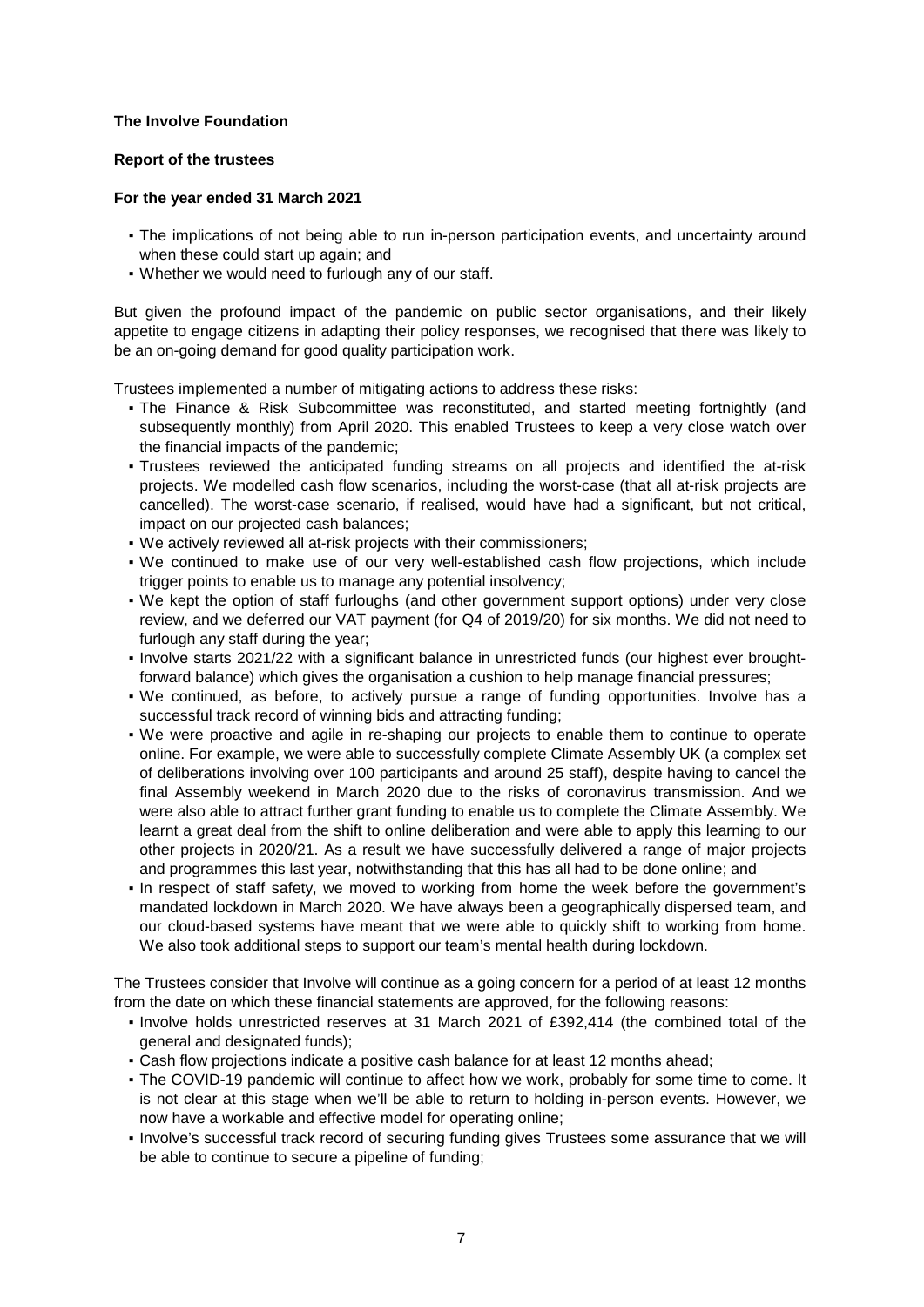**The Involve Foundation**

**Report of the trustees**

**For the year ended 31 March 2021**

- The implications of not being able to run in-person participation events, and uncertainty around when these could start up again; and
- Whether we would need to furlough any of our staff.

But given the profound impact of the pandemic on public sector organisations, and their likely appetite to engage citizens in adapting their policy responses, we recognised that there was likely to be an on-going demand for good quality participation work.

Trustees implemented a number of mitigating actions to address these risks:

- The Finance & Risk Subcommittee was reconstituted, and started meeting fortnightly (and subsequently monthly) from April 2020. This enabled Trustees to keep a very close watch over the financial impacts of the pandemic;
- Trustees reviewed the anticipated funding streams on all projects and identified the at-risk projects. We modelled cash flow scenarios, including the worst-case (that all at-risk projects are cancelled). The worst-case scenario, if realised, would have had a significant, but not critical, impact on our projected cash balances;
- We actively reviewed all at-risk projects with their commissioners;
- We continued to make use of our very well-established cash flow projections, which include trigger points to enable us to manage any potential insolvency;
- We kept the option of staff furloughs (and other government support options) under very close review, and we deferred our VAT payment (for Q4 of 2019/20) for six months. We did not need to furlough any staff during the year;
- Involve starts 2021/22 with a significant balance in unrestricted funds (our highest ever brought-forward balance) which gives the organisation a cushion to help manage financial pressures;
- We continued, as before, to actively pursue a range of funding opportunities. Involve has a successful track record of winning bids and attracting funding;
- We were proactive and agile in re-shaping our projects to enable them to continue to operate online. For example, we were able to successfully complete Climate Assembly UK (a complex set of deliberations involving over 100 participants and around 25 staff), despite having to cancel the final Assembly weekend in March 2020 due to the risks of coronavirus transmission. And we were also able to attract further grant funding to enable us to complete the Climate Assembly. We learnt a great deal from the shift to online deliberation and were able to apply this learning to our other projects in 2020/21. As a result we have successfully delivered a range of major projects and programmes this last year, notwithstanding that this has all had to be done online; and
- In respect of staff safety, we moved to working from home the week before the government's mandated lockdown in March 2020. We have always been a geographically dispersed team, and our cloud-based systems have meant that we were able to quickly shift to working from home. We also took additional steps to support our team's mental health during lockdown.

The Trustees consider that Involve will continue as a going concern for a period of at least 12 months from the date on which these financial statements are approved, for the following reasons:

- Involve holds unrestricted reserves at 31 March 2021 of £392,414 (the combined total of the general and designated funds);
- Cash flow projections indicate a positive cash balance for at least 12 months ahead;
- The COVID-19 pandemic will continue to affect how we work, probably for some time to come. It is not clear at this stage when we'll be able to return to holding in-person events. However, we now have a workable and effective model for operating online;
- Involve's successful track record of securing funding gives Trustees some assurance that we will be able to continue to secure a pipeline of funding;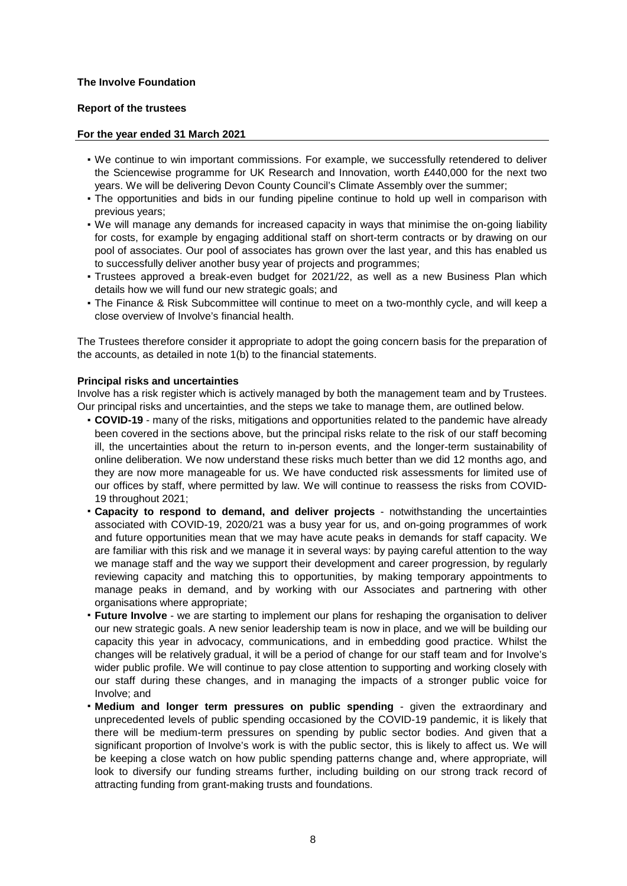**The Involve Foundation**

**Report of the trustees**

**For the year ended 31 March 2021**

- We continue to win important commissions. For example, we successfully retendered to deliver the Sciencewise programme for UK Research and Innovation, worth £440,000 for the next two years. We will be delivering Devon County Council's Climate Assembly over the summer;
- The opportunities and bids in our funding pipeline continue to hold up well in comparison with previous years;
- We will manage any demands for increased capacity in ways that minimise the on-going liability for costs, for example by engaging additional staff on short-term contracts or by drawing on our pool of associates. Our pool of associates has grown over the last year, and this has enabled us to successfully deliver another busy year of projects and programmes;
- Trustees approved a break-even budget for 2021/22, as well as a new Business Plan which details how we will fund our new strategic goals; and
- The Finance & Risk Subcommittee will continue to meet on a two-monthly cycle, and will keep a close overview of Involve's financial health.

The Trustees therefore consider it appropriate to adopt the going concern basis for the preparation of the accounts, as detailed in note 1(b) to the financial statements.

**Principal risks and uncertainties**

Involve has a risk register which is actively managed by both the management team and by Trustees. Our principal risks and uncertainties, and the steps we take to manage them, are outlined below.

- **COVID-19** - many of the risks, mitigations and opportunities related to the pandemic have already been covered in the sections above, but the principal risks relate to the risk of our staff becoming ill, the uncertainties about the return to in-person events, and the longer-term sustainability of online deliberation. We now understand these risks much better than we did 12 months ago, and they are now more manageable for us. We have conducted risk assessments for limited use of our offices by staff, where permitted by law. We will continue to reassess the risks from COVID-19 throughout 2021;
- **Capacity to respond to demand, and deliver projects** - notwithstanding the uncertainties associated with COVID-19, 2020/21 was a busy year for us, and on-going programmes of work and future opportunities mean that we may have acute peaks in demands for staff capacity. We are familiar with this risk and we manage it in several ways: by paying careful attention to the way we manage staff and the way we support their development and career progression, by regularly reviewing capacity and matching this to opportunities, by making temporary appointments to manage peaks in demand, and by working with our Associates and partnering with other organisations where appropriate;
- **Future Involve** - we are starting to implement our plans for reshaping the organisation to deliver our new strategic goals. A new senior leadership team is now in place, and we will be building our capacity this year in advocacy, communications, and in embedding good practice. Whilst the changes will be relatively gradual, it will be a period of change for our staff team and for Involve's wider public profile. We will continue to pay close attention to supporting and working closely with our staff during these changes, and in managing the impacts of a stronger public voice for Involve; and
- **Medium and longer term pressures on public spending** - given the extraordinary and unprecedented levels of public spending occasioned by the COVID-19 pandemic, it is likely that there will be medium-term pressures on spending by public sector bodies. And given that a significant proportion of Involve's work is with the public sector, this is likely to affect us. We will be keeping a close watch on how public spending patterns change and, where appropriate, will look to diversify our funding streams further, including building on our strong track record of attracting funding from grant-making trusts and foundations.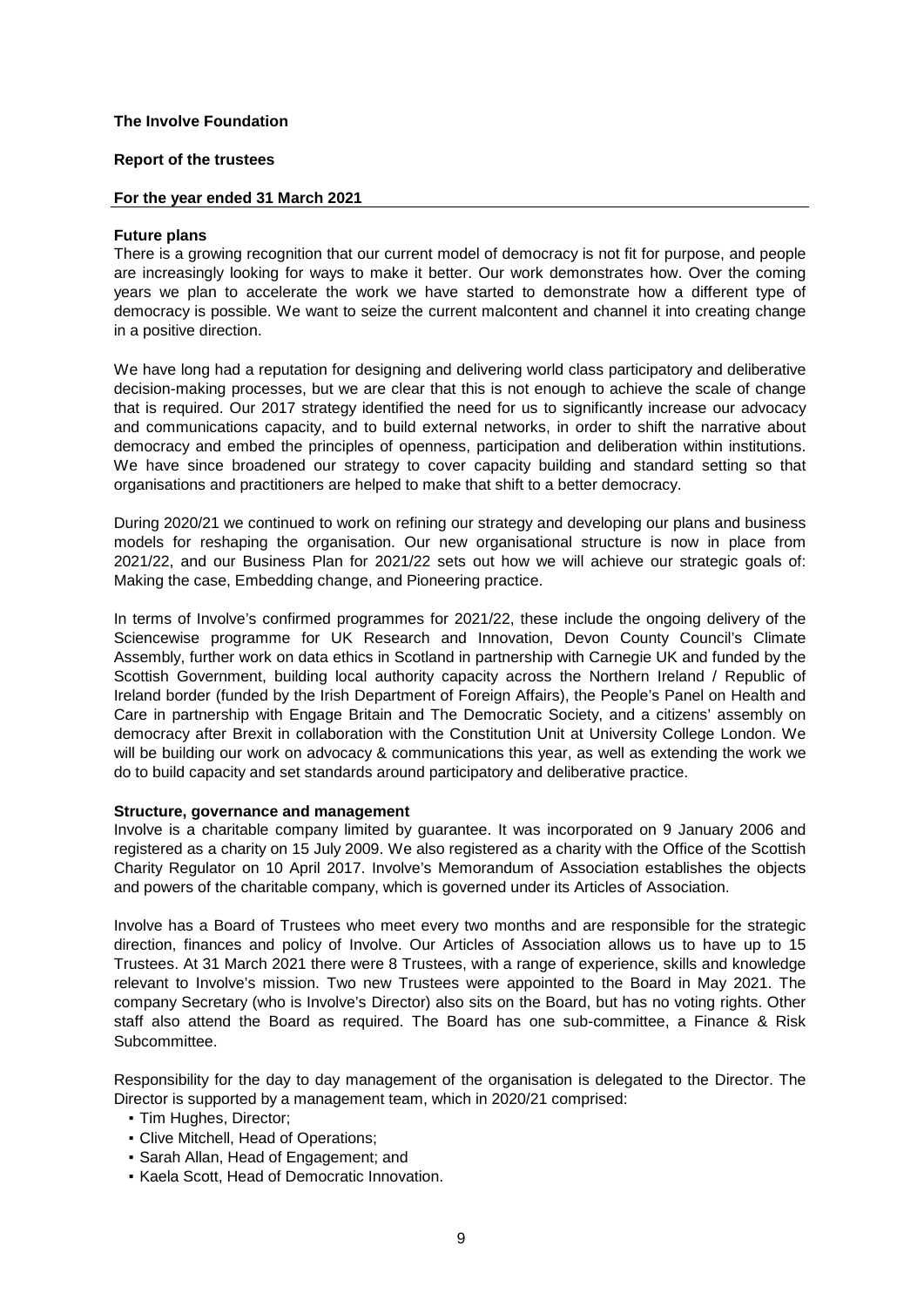**The Involve Foundation**

**Report of the trustees**

**For the year ended 31 March 2021**

**Future plans**

There is a growing recognition that our current model of democracy is not fit for purpose, and people are increasingly looking for ways to make it better. Our work demonstrates how. Over the coming years we plan to accelerate the work we have started to demonstrate how a different type of democracy is possible. We want to seize the current malcontent and channel it into creating change in a positive direction.

We have long had a reputation for designing and delivering world class participatory and deliberative decision-making processes, but we are clear that this is not enough to achieve the scale of change that is required. Our 2017 strategy identified the need for us to significantly increase our advocacy and communications capacity, and to build external networks, in order to shift the narrative about democracy and embed the principles of openness, participation and deliberation within institutions. We have since broadened our strategy to cover capacity building and standard setting so that organisations and practitioners are helped to make that shift to a better democracy.

During 2020/21 we continued to work on refining our strategy and developing our plans and business models for reshaping the organisation. Our new organisational structure is now in place from 2021/22, and our Business Plan for 2021/22 sets out how we will achieve our strategic goals of: Making the case, Embedding change, and Pioneering practice.

In terms of Involve's confirmed programmes for 2021/22, these include the ongoing delivery of the Sciencewise programme for UK Research and Innovation, Devon County Council's Climate Assembly, further work on data ethics in Scotland in partnership with Carnegie UK and funded by the Scottish Government, building local authority capacity across the Northern Ireland / Republic of Ireland border (funded by the Irish Department of Foreign Affairs), the People's Panel on Health and Care in partnership with Engage Britain and The Democratic Society, and a citizens' assembly on democracy after Brexit in collaboration with the Constitution Unit at University College London. We will be building our work on advocacy & communications this year, as well as extending the work we do to build capacity and set standards around participatory and deliberative practice.

**Structure, governance and management**

Involve is a charitable company limited by guarantee. It was incorporated on 9 January 2006 and registered as a charity on 15 July 2009. We also registered as a charity with the Office of the Scottish Charity Regulator on 10 April 2017. Involve's Memorandum of Association establishes the objects and powers of the charitable company, which is governed under its Articles of Association.

Involve has a Board of Trustees who meet every two months and are responsible for the strategic direction, finances and policy of Involve. Our Articles of Association allows us to have up to 15 Trustees. At 31 March 2021 there were 8 Trustees, with a range of experience, skills and knowledge relevant to Involve's mission. Two new Trustees were appointed to the Board in May 2021. The company Secretary (who is Involve's Director) also sits on the Board, but has no voting rights. Other staff also attend the Board as required. The Board has one sub-committee, a Finance & Risk Subcommittee.

Responsibility for the day to day management of the organisation is delegated to the Director. The Director is supported by a management team, which in 2020/21 comprised:

- Tim Hughes, Director;
- Clive Mitchell, Head of Operations;
- Sarah Allan, Head of Engagement; and
- Kaela Scott, Head of Democratic Innovation.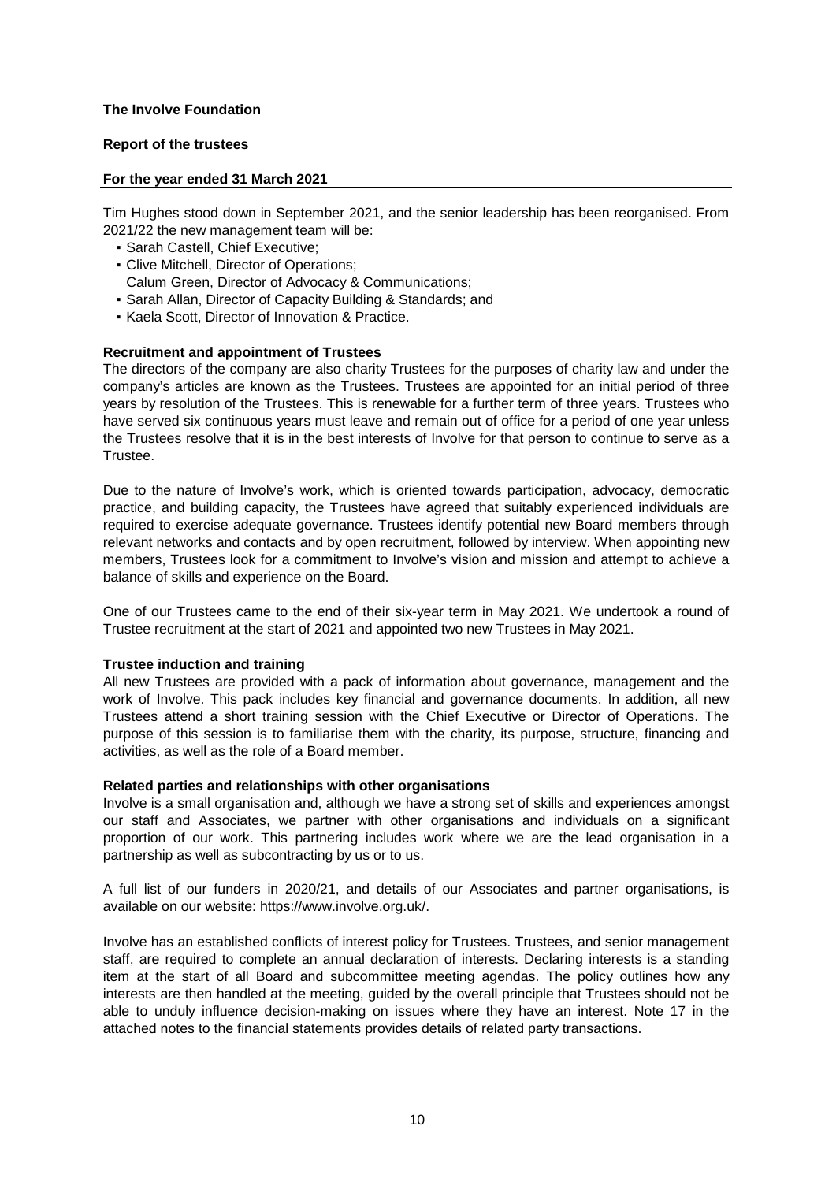**The Involve Foundation**

**Report of the trustees**

**For the year ended 31 March 2021**

Tim Hughes stood down in September 2021, and the senior leadership has been reorganised. From 2021/22 the new management team will be:

- Sarah Castell, Chief Executive;
- Clive Mitchell, Director of Operations;
  Calum Green, Director of Advocacy & Communications;
- Sarah Allan, Director of Capacity Building & Standards; and
- Kaela Scott, Director of Innovation & Practice.

**Recruitment and appointment of Trustees**

The directors of the company are also charity Trustees for the purposes of charity law and under the company's articles are known as the Trustees. Trustees are appointed for an initial period of three years by resolution of the Trustees. This is renewable for a further term of three years. Trustees who have served six continuous years must leave and remain out of office for a period of one year unless the Trustees resolve that it is in the best interests of Involve for that person to continue to serve as a Trustee.

Due to the nature of Involve's work, which is oriented towards participation, advocacy, democratic practice, and building capacity, the Trustees have agreed that suitably experienced individuals are required to exercise adequate governance. Trustees identify potential new Board members through relevant networks and contacts and by open recruitment, followed by interview. When appointing new members, Trustees look for a commitment to Involve's vision and mission and attempt to achieve a balance of skills and experience on the Board.

One of our Trustees came to the end of their six-year term in May 2021. We undertook a round of Trustee recruitment at the start of 2021 and appointed two new Trustees in May 2021.

**Trustee induction and training**

All new Trustees are provided with a pack of information about governance, management and the work of Involve. This pack includes key financial and governance documents. In addition, all new Trustees attend a short training session with the Chief Executive or Director of Operations. The purpose of this session is to familiarise them with the charity, its purpose, structure, financing and activities, as well as the role of a Board member.

**Related parties and relationships with other organisations**

Involve is a small organisation and, although we have a strong set of skills and experiences amongst our staff and Associates, we partner with other organisations and individuals on a significant proportion of our work. This partnering includes work where we are the lead organisation in a partnership as well as subcontracting by us or to us.

A full list of our funders in 2020/21, and details of our Associates and partner organisations, is available on our website: https://www.involve.org.uk/.

Involve has an established conflicts of interest policy for Trustees. Trustees, and senior management staff, are required to complete an annual declaration of interests. Declaring interests is a standing item at the start of all Board and subcommittee meeting agendas. The policy outlines how any interests are then handled at the meeting, guided by the overall principle that Trustees should not be able to unduly influence decision-making on issues where they have an interest. Note 17 in the attached notes to the financial statements provides details of related party transactions.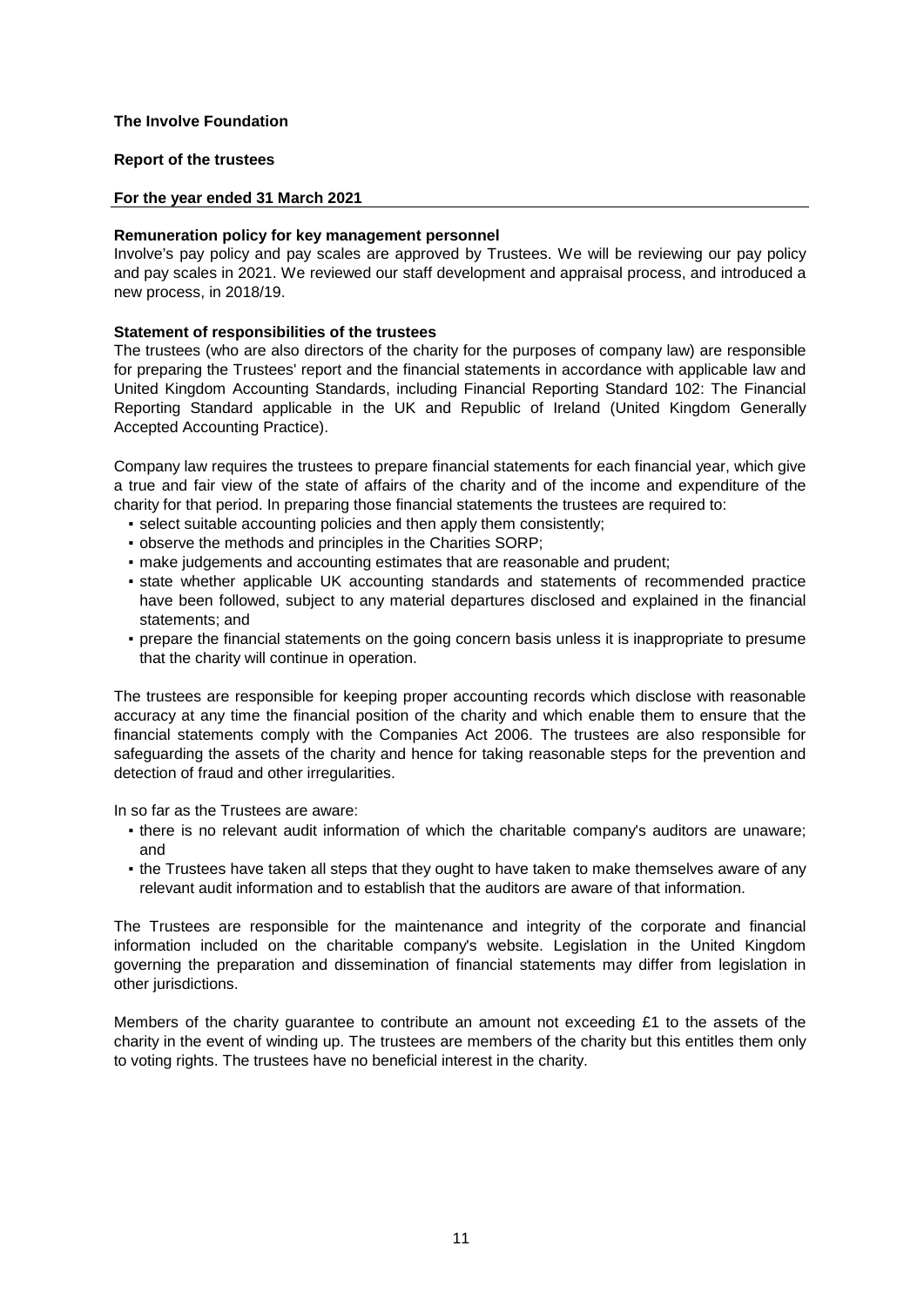**The Involve Foundation**

**Report of the trustees**

**For the year ended 31 March 2021**

**Remuneration policy for key management personnel**

Involve's pay policy and pay scales are approved by Trustees. We will be reviewing our pay policy and pay scales in 2021. We reviewed our staff development and appraisal process, and introduced a new process, in 2018/19.

**Statement of responsibilities of the trustees**

The trustees (who are also directors of the charity for the purposes of company law) are responsible for preparing the Trustees' report and the financial statements in accordance with applicable law and United Kingdom Accounting Standards, including Financial Reporting Standard 102: The Financial Reporting Standard applicable in the UK and Republic of Ireland (United Kingdom Generally Accepted Accounting Practice).

Company law requires the trustees to prepare financial statements for each financial year, which give a true and fair view of the state of affairs of the charity and of the income and expenditure of the charity for that period. In preparing those financial statements the trustees are required to:

- select suitable accounting policies and then apply them consistently;
- observe the methods and principles in the Charities SORP;
- make judgements and accounting estimates that are reasonable and prudent;
- state whether applicable UK accounting standards and statements of recommended practice have been followed, subject to any material departures disclosed and explained in the financial statements; and
- prepare the financial statements on the going concern basis unless it is inappropriate to presume that the charity will continue in operation.

The trustees are responsible for keeping proper accounting records which disclose with reasonable accuracy at any time the financial position of the charity and which enable them to ensure that the financial statements comply with the Companies Act 2006. The trustees are also responsible for safeguarding the assets of the charity and hence for taking reasonable steps for the prevention and detection of fraud and other irregularities.

In so far as the Trustees are aware:

- there is no relevant audit information of which the charitable company's auditors are unaware; and
- the Trustees have taken all steps that they ought to have taken to make themselves aware of any relevant audit information and to establish that the auditors are aware of that information.

The Trustees are responsible for the maintenance and integrity of the corporate and financial information included on the charitable company's website. Legislation in the United Kingdom governing the preparation and dissemination of financial statements may differ from legislation in other jurisdictions.

Members of the charity guarantee to contribute an amount not exceeding £1 to the assets of the charity in the event of winding up. The trustees are members of the charity but this entitles them only to voting rights. The trustees have no beneficial interest in the charity.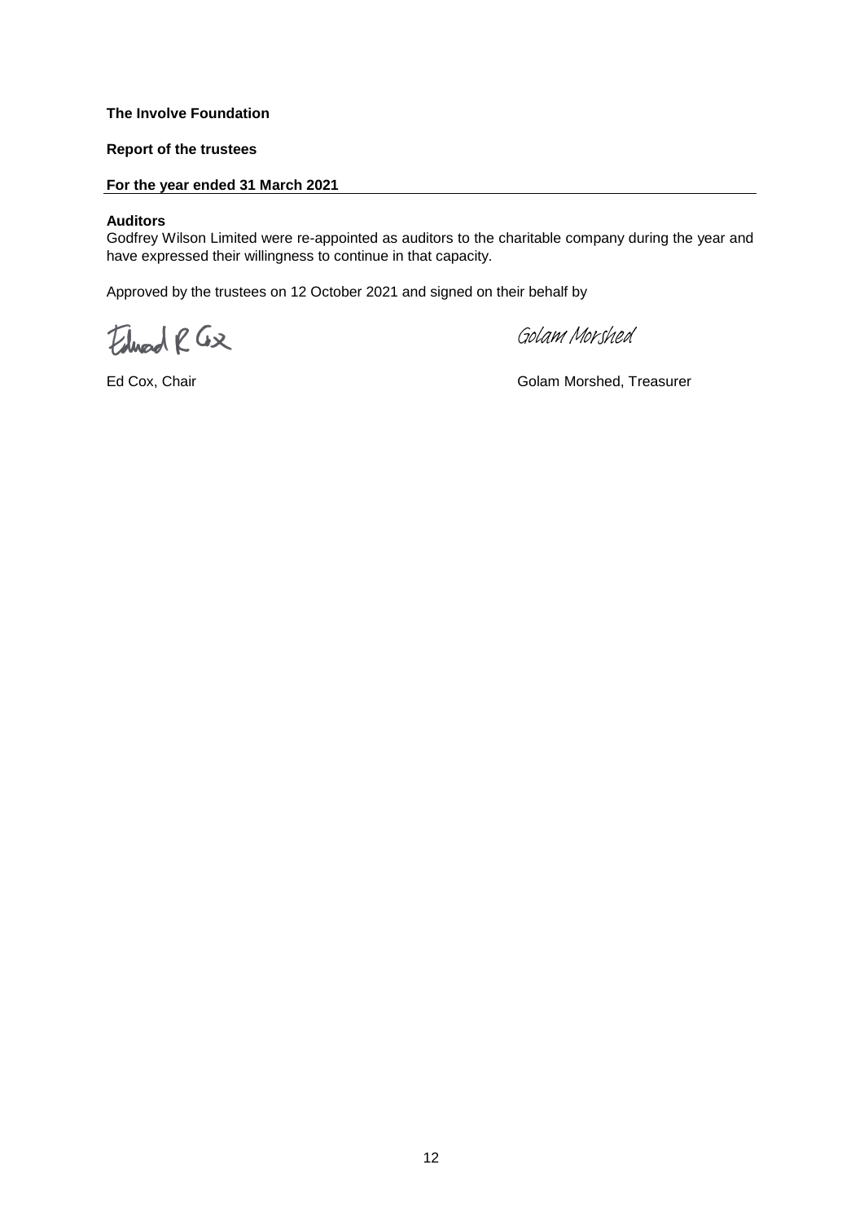**The Involve Foundation**

**Report of the trustees**

**For the year ended 31 March 2021**

**Auditors**

Godfrey Wilson Limited were re-appointed as auditors to the charitable company during the year and have expressed their willingness to continue in that capacity.

Approved by the trustees on 12 October 2021 and signed on their behalf by

Edward R Cox

Ed Cox, Chair

Golam Morshed

Golam Morshed, Treasurer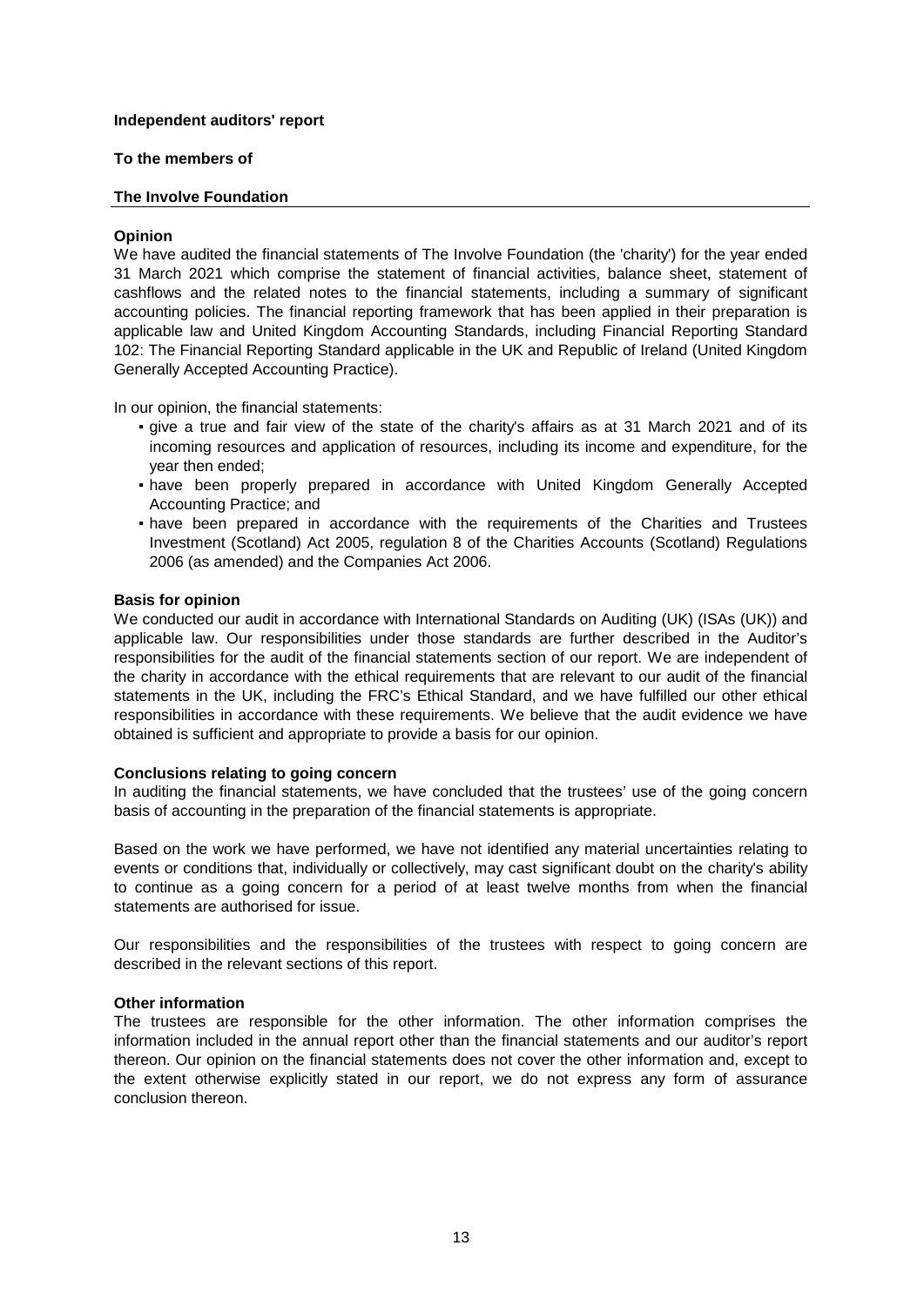**Independent auditors' report**

**To the members of**

**The Involve Foundation**

**Opinion**

We have audited the financial statements of The Involve Foundation (the 'charity') for the year ended 31 March 2021 which comprise the statement of financial activities, balance sheet, statement of cashflows and the related notes to the financial statements, including a summary of significant accounting policies. The financial reporting framework that has been applied in their preparation is applicable law and United Kingdom Accounting Standards, including Financial Reporting Standard 102: The Financial Reporting Standard applicable in the UK and Republic of Ireland (United Kingdom Generally Accepted Accounting Practice).

In our opinion, the financial statements:

- give a true and fair view of the state of the charity's affairs as at 31 March 2021 and of its incoming resources and application of resources, including its income and expenditure, for the year then ended;
- have been properly prepared in accordance with United Kingdom Generally Accepted Accounting Practice; and
- have been prepared in accordance with the requirements of the Charities and Trustees Investment (Scotland) Act 2005, regulation 8 of the Charities Accounts (Scotland) Regulations 2006 (as amended) and the Companies Act 2006.

**Basis for opinion**

We conducted our audit in accordance with International Standards on Auditing (UK) (ISAs (UK)) and applicable law. Our responsibilities under those standards are further described in the Auditor's responsibilities for the audit of the financial statements section of our report. We are independent of the charity in accordance with the ethical requirements that are relevant to our audit of the financial statements in the UK, including the FRC's Ethical Standard, and we have fulfilled our other ethical responsibilities in accordance with these requirements. We believe that the audit evidence we have obtained is sufficient and appropriate to provide a basis for our opinion.

**Conclusions relating to going concern**

In auditing the financial statements, we have concluded that the trustees' use of the going concern basis of accounting in the preparation of the financial statements is appropriate.

Based on the work we have performed, we have not identified any material uncertainties relating to events or conditions that, individually or collectively, may cast significant doubt on the charity's ability to continue as a going concern for a period of at least twelve months from when the financial statements are authorised for issue.

Our responsibilities and the responsibilities of the trustees with respect to going concern are described in the relevant sections of this report.

**Other information**

The trustees are responsible for the other information. The other information comprises the information included in the annual report other than the financial statements and our auditor's report thereon. Our opinion on the financial statements does not cover the other information and, except to the extent otherwise explicitly stated in our report, we do not express any form of assurance conclusion thereon.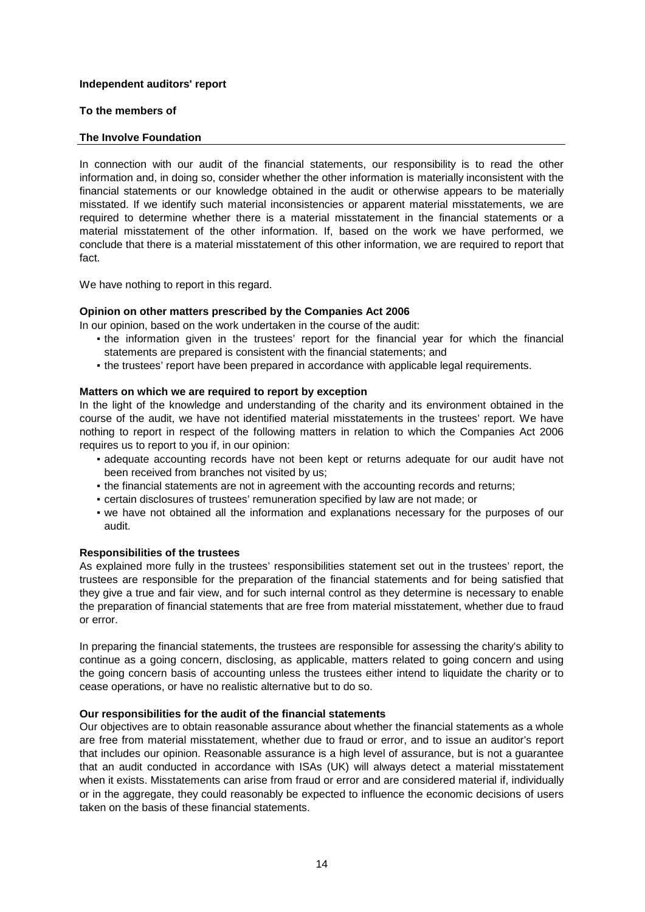**Independent auditors' report**

**To the members of**

**The Involve Foundation**

In connection with our audit of the financial statements, our responsibility is to read the other information and, in doing so, consider whether the other information is materially inconsistent with the financial statements or our knowledge obtained in the audit or otherwise appears to be materially misstated. If we identify such material inconsistencies or apparent material misstatements, we are required to determine whether there is a material misstatement in the financial statements or a material misstatement of the other information. If, based on the work we have performed, we conclude that there is a material misstatement of this other information, we are required to report that fact.

We have nothing to report in this regard.

**Opinion on other matters prescribed by the Companies Act 2006**

In our opinion, based on the work undertaken in the course of the audit:

- the information given in the trustees' report for the financial year for which the financial statements are prepared is consistent with the financial statements; and
- the trustees' report have been prepared in accordance with applicable legal requirements.

**Matters on which we are required to report by exception**

In the light of the knowledge and understanding of the charity and its environment obtained in the course of the audit, we have not identified material misstatements in the trustees' report. We have nothing to report in respect of the following matters in relation to which the Companies Act 2006 requires us to report to you if, in our opinion:

- adequate accounting records have not been kept or returns adequate for our audit have not been received from branches not visited by us;
- the financial statements are not in agreement with the accounting records and returns;
- certain disclosures of trustees' remuneration specified by law are not made; or
- we have not obtained all the information and explanations necessary for the purposes of our audit.

**Responsibilities of the trustees**

As explained more fully in the trustees' responsibilities statement set out in the trustees' report, the trustees are responsible for the preparation of the financial statements and for being satisfied that they give a true and fair view, and for such internal control as they determine is necessary to enable the preparation of financial statements that are free from material misstatement, whether due to fraud or error.

In preparing the financial statements, the trustees are responsible for assessing the charity's ability to continue as a going concern, disclosing, as applicable, matters related to going concern and using the going concern basis of accounting unless the trustees either intend to liquidate the charity or to cease operations, or have no realistic alternative but to do so.

**Our responsibilities for the audit of the financial statements**

Our objectives are to obtain reasonable assurance about whether the financial statements as a whole are free from material misstatement, whether due to fraud or error, and to issue an auditor's report that includes our opinion. Reasonable assurance is a high level of assurance, but is not a guarantee that an audit conducted in accordance with ISAs (UK) will always detect a material misstatement when it exists. Misstatements can arise from fraud or error and are considered material if, individually or in the aggregate, they could reasonably be expected to influence the economic decisions of users taken on the basis of these financial statements.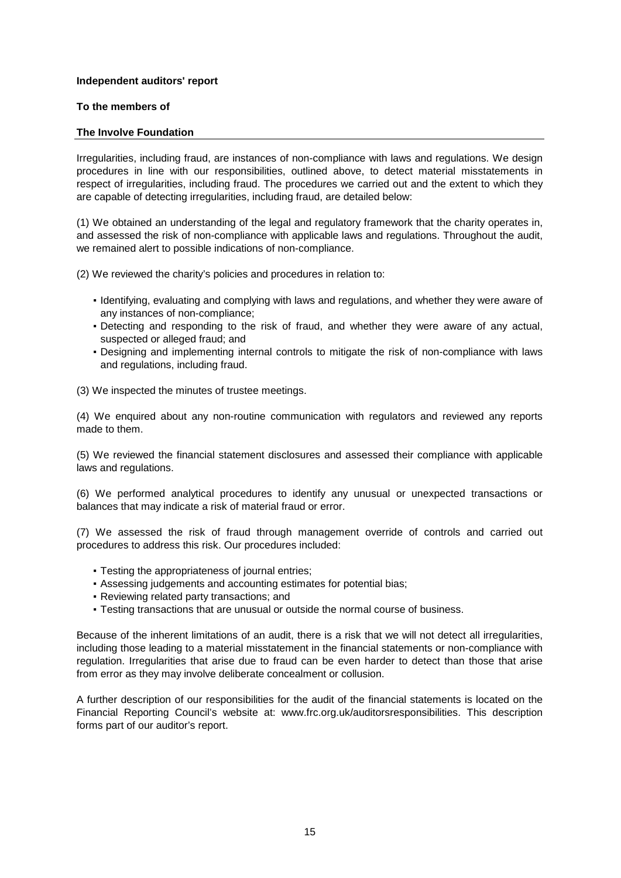**Independent auditors' report**

**To the members of**

**The Involve Foundation**

Irregularities, including fraud, are instances of non-compliance with laws and regulations. We design procedures in line with our responsibilities, outlined above, to detect material misstatements in respect of irregularities, including fraud. The procedures we carried out and the extent to which they are capable of detecting irregularities, including fraud, are detailed below:

(1) We obtained an understanding of the legal and regulatory framework that the charity operates in, and assessed the risk of non-compliance with applicable laws and regulations. Throughout the audit, we remained alert to possible indications of non-compliance.

(2) We reviewed the charity's policies and procedures in relation to:

- Identifying, evaluating and complying with laws and regulations, and whether they were aware of any instances of non-compliance;
- Detecting and responding to the risk of fraud, and whether they were aware of any actual, suspected or alleged fraud; and
- Designing and implementing internal controls to mitigate the risk of non-compliance with laws and regulations, including fraud.

(3) We inspected the minutes of trustee meetings.

(4) We enquired about any non-routine communication with regulators and reviewed any reports made to them.

(5) We reviewed the financial statement disclosures and assessed their compliance with applicable laws and regulations.

(6) We performed analytical procedures to identify any unusual or unexpected transactions or balances that may indicate a risk of material fraud or error.

(7) We assessed the risk of fraud through management override of controls and carried out procedures to address this risk. Our procedures included:

- Testing the appropriateness of journal entries;
- Assessing judgements and accounting estimates for potential bias;
- Reviewing related party transactions; and
- Testing transactions that are unusual or outside the normal course of business.

Because of the inherent limitations of an audit, there is a risk that we will not detect all irregularities, including those leading to a material misstatement in the financial statements or non-compliance with regulation. Irregularities that arise due to fraud can be even harder to detect than those that arise from error as they may involve deliberate concealment or collusion.

A further description of our responsibilities for the audit of the financial statements is located on the Financial Reporting Council's website at: www.frc.org.uk/auditorsresponsibilities. This description forms part of our auditor's report.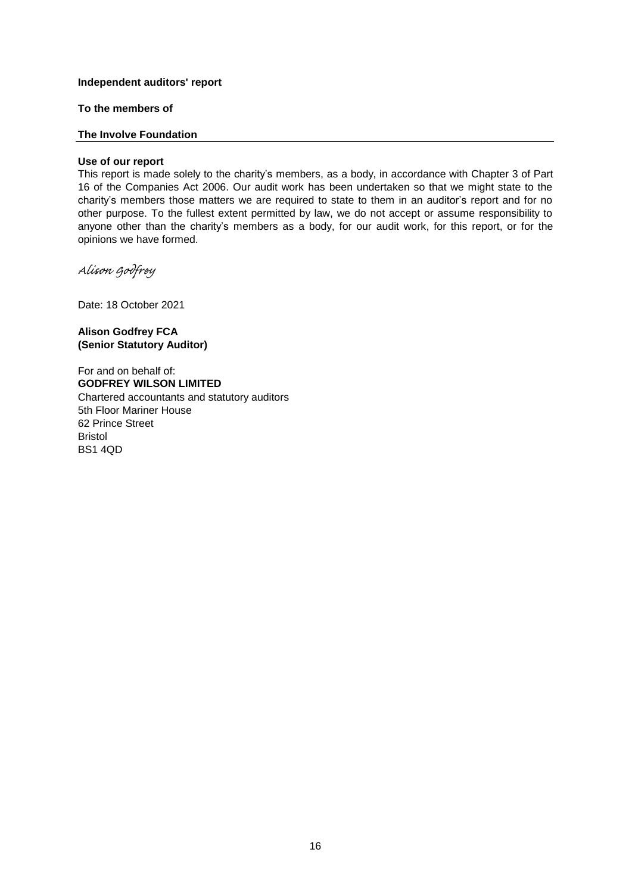**Independent auditors' report**

**To the members of**

**The Involve Foundation**

**Use of our report**

This report is made solely to the charity's members, as a body, in accordance with Chapter 3 of Part 16 of the Companies Act 2006. Our audit work has been undertaken so that we might state to the charity's members those matters we are required to state to them in an auditor's report and for no other purpose. To the fullest extent permitted by law, we do not accept or assume responsibility to anyone other than the charity's members as a body, for our audit work, for this report, or for the opinions we have formed.

*Alison Godfrey*

Date: 18 October 2021

**Alison Godfrey FCA**
**(Senior Statutory Auditor)**

For and on behalf of:
**GODFREY WILSON LIMITED**
Chartered accountants and statutory auditors
5th Floor Mariner House
62 Prince Street
Bristol
BS1 4QD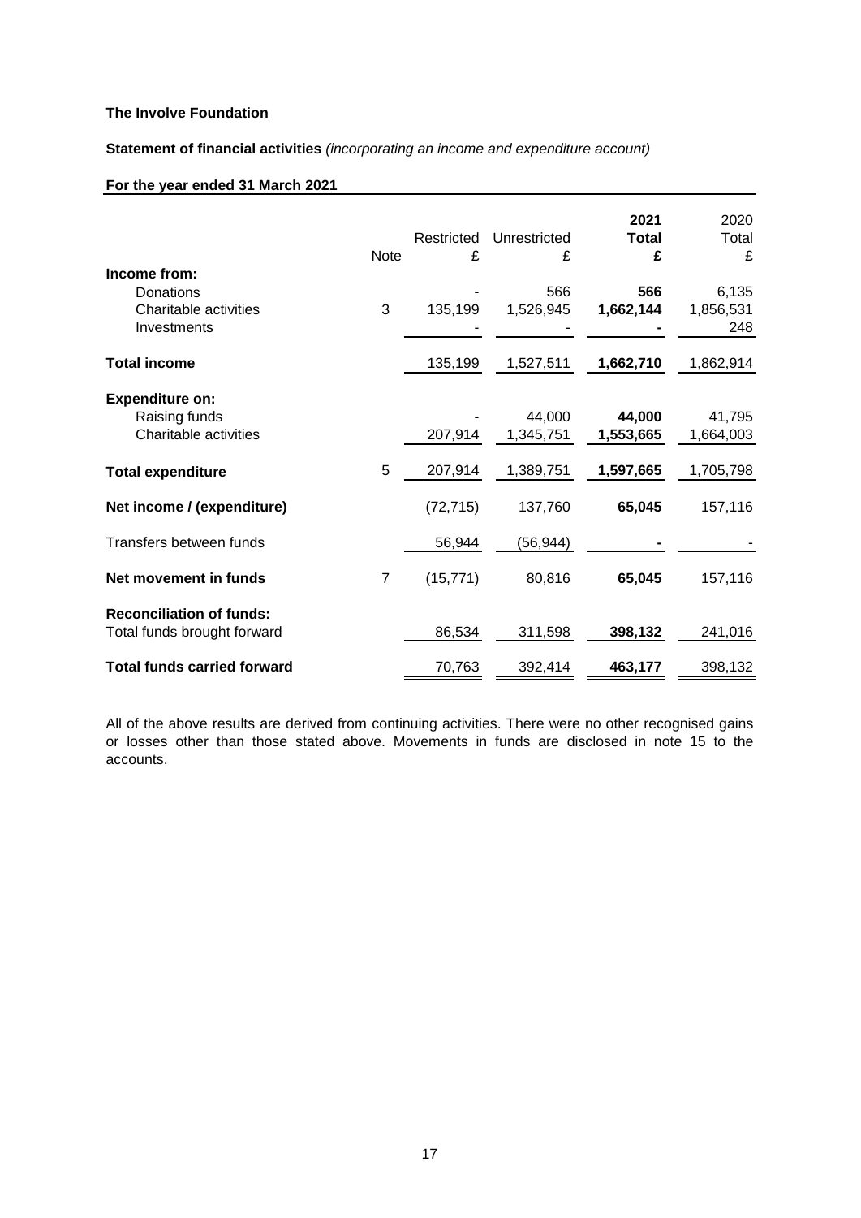**The Involve Foundation**

**Statement of financial activities** *(incorporating an income and expenditure account)*

**For the year ended 31 March 2021**

| | Note | Restricted £ | Unrestricted £ | **2021 Total £** | 2020 Total £ |
|---|---|---|---|---|---|
| **Income from:** | | | | | |
| Donations | | - | 566 | **566** | 6,135 |
| Charitable activities | 3 | 135,199 | 1,526,945 | **1,662,144** | 1,856,531 |
| Investments | | - | - | **-** | 248 |
| **Total income** | | 135,199 | 1,527,511 | **1,662,710** | 1,862,914 |
| **Expenditure on:** | | | | | |
| Raising funds | | - | 44,000 | **44,000** | 41,795 |
| Charitable activities | | 207,914 | 1,345,751 | **1,553,665** | 1,664,003 |
| **Total expenditure** | 5 | 207,914 | 1,389,751 | **1,597,665** | 1,705,798 |
| **Net income / (expenditure)** | | (72,715) | 137,760 | **65,045** | 157,116 |
| Transfers between funds | | 56,944 | (56,944) | **-** | - |
| **Net movement in funds** | 7 | (15,771) | 80,816 | **65,045** | 157,116 |
| **Reconciliation of funds:** | | | | | |
| Total funds brought forward | | 86,534 | 311,598 | **398,132** | 241,016 |
| **Total funds carried forward** | | 70,763 | 392,414 | **463,177** | 398,132 |

All of the above results are derived from continuing activities. There were no other recognised gains or losses other than those stated above. Movements in funds are disclosed in note 15 to the accounts.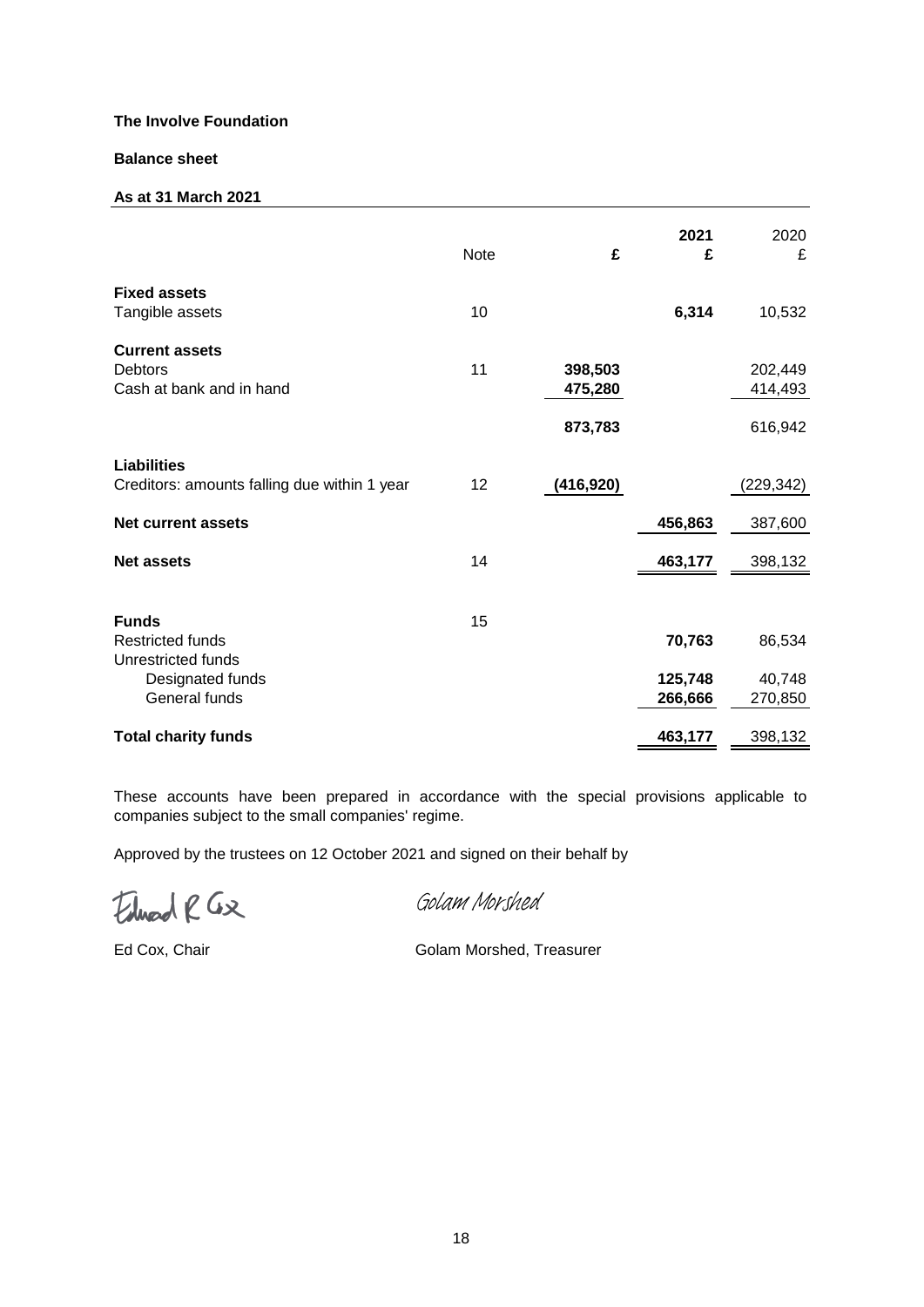**The Involve Foundation**

**Balance sheet**

**As at 31 March 2021**

| | Note | £ | 2021 £ | 2020 £ |
|---|---|---|---|---|
| **Fixed assets** | | | | |
| Tangible assets | 10 | | **6,314** | 10,532 |
| **Current assets** | | | | |
| Debtors | 11 | **398,503** | | 202,449 |
| Cash at bank and in hand | | **475,280** | | 414,493 |
| | | **873,783** | | 616,942 |
| **Liabilities** | | | | |
| Creditors: amounts falling due within 1 year | 12 | **(416,920)** | | (229,342) |
| **Net current assets** | | | **456,863** | 387,600 |
| **Net assets** | 14 | | **463,177** | 398,132 |
| **Funds** | 15 | | | |
| Restricted funds | | | **70,763** | 86,534 |
| Unrestricted funds | | | | |
| Designated funds | | | **125,748** | 40,748 |
| General funds | | | **266,666** | 270,850 |
| **Total charity funds** | | | **463,177** | 398,132 |

These accounts have been prepared in accordance with the special provisions applicable to companies subject to the small companies' regime.

Approved by the trustees on 12 October 2021 and signed on their behalf by

Ed Cox, Chair

Golam Morshed, Treasurer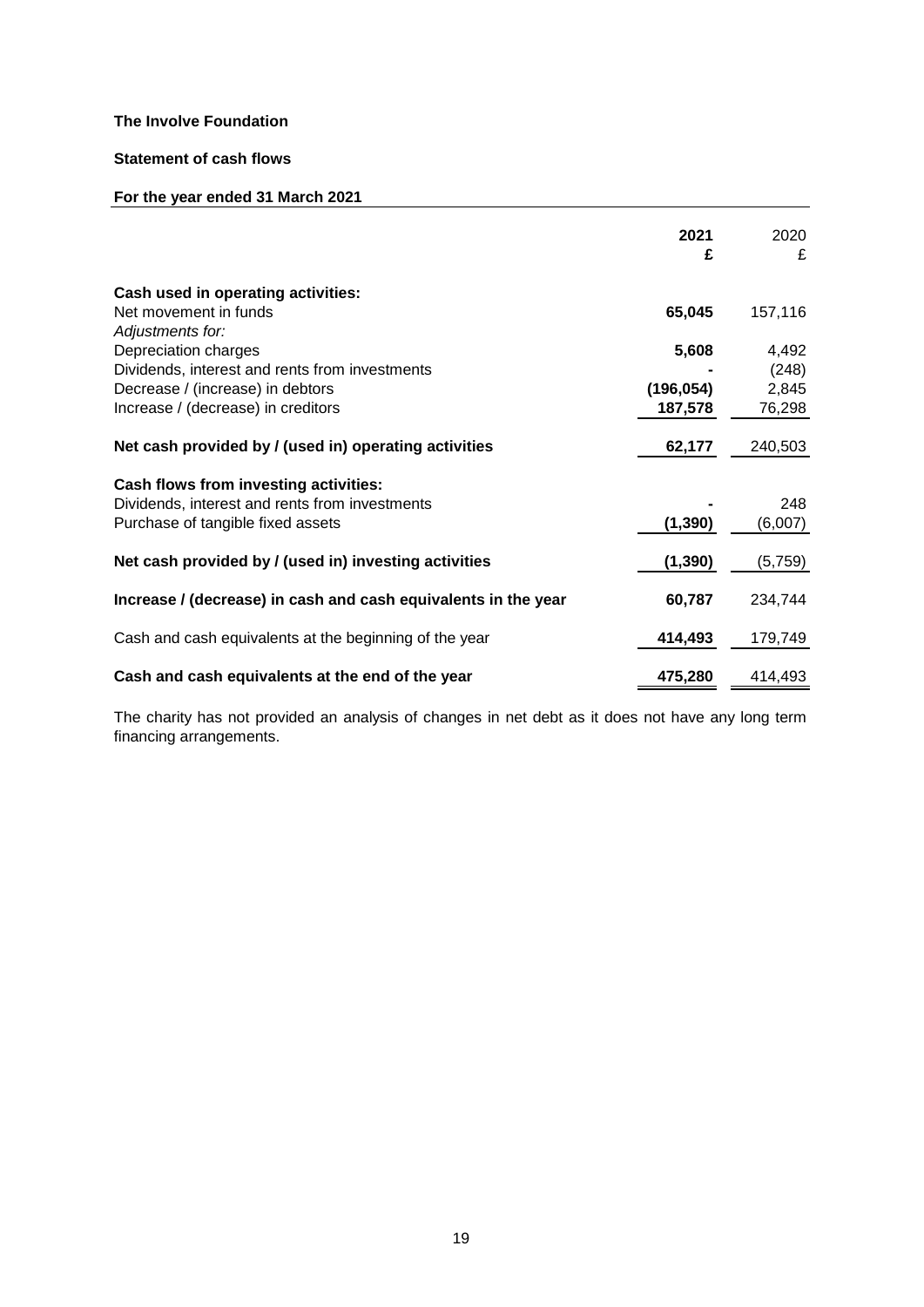**The Involve Foundation**

**Statement of cash flows**

**For the year ended 31 March 2021**

| | **2021** | 2020 |
|---|---|---|
| | **£** | £ |
| **Cash used in operating activities:** | | |
| Net movement in funds | **65,045** | 157,116 |
| *Adjustments for:* | | |
| Depreciation charges | **5,608** | 4,492 |
| Dividends, interest and rents from investments | **-** | (248) |
| Decrease / (increase) in debtors | **(196,054)** | 2,845 |
| Increase / (decrease) in creditors | **187,578** | 76,298 |
| **Net cash provided by / (used in) operating activities** | **62,177** | 240,503 |
| **Cash flows from investing activities:** | | |
| Dividends, interest and rents from investments | **-** | 248 |
| Purchase of tangible fixed assets | **(1,390)** | (6,007) |
| **Net cash provided by / (used in) investing activities** | **(1,390)** | (5,759) |
| **Increase / (decrease) in cash and cash equivalents in the year** | **60,787** | 234,744 |
| Cash and cash equivalents at the beginning of the year | **414,493** | 179,749 |
| **Cash and cash equivalents at the end of the year** | **475,280** | 414,493 |

The charity has not provided an analysis of changes in net debt as it does not have any long term financing arrangements.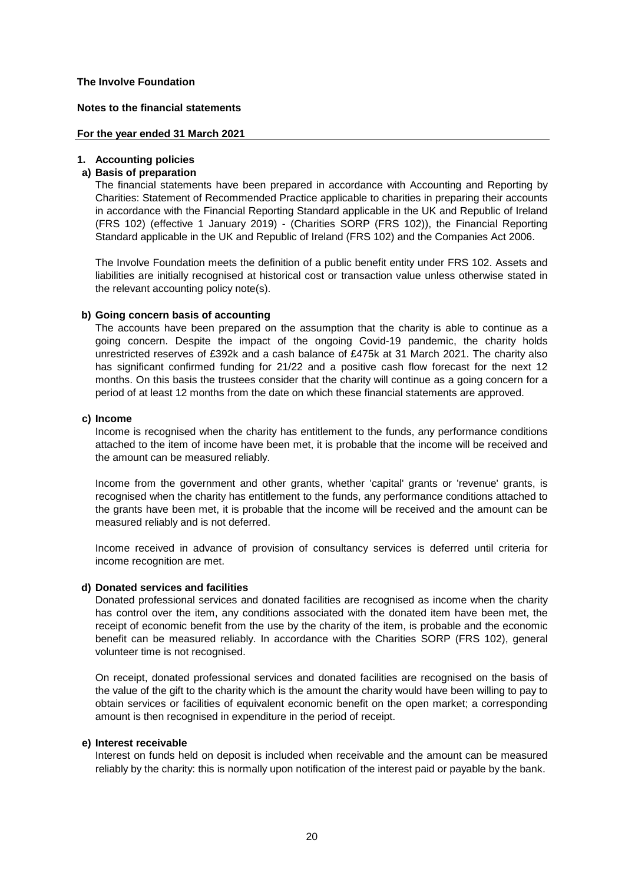**The Involve Foundation**

**Notes to the financial statements**

**For the year ended 31 March 2021**

## 1. Accounting policies

### a) Basis of preparation

The financial statements have been prepared in accordance with Accounting and Reporting by Charities: Statement of Recommended Practice applicable to charities in preparing their accounts in accordance with the Financial Reporting Standard applicable in the UK and Republic of Ireland (FRS 102) (effective 1 January 2019) - (Charities SORP (FRS 102)), the Financial Reporting Standard applicable in the UK and Republic of Ireland (FRS 102) and the Companies Act 2006.

The Involve Foundation meets the definition of a public benefit entity under FRS 102. Assets and liabilities are initially recognised at historical cost or transaction value unless otherwise stated in the relevant accounting policy note(s).

### b) Going concern basis of accounting

The accounts have been prepared on the assumption that the charity is able to continue as a going concern. Despite the impact of the ongoing Covid-19 pandemic, the charity holds unrestricted reserves of £392k and a cash balance of £475k at 31 March 2021. The charity also has significant confirmed funding for 21/22 and a positive cash flow forecast for the next 12 months. On this basis the trustees consider that the charity will continue as a going concern for a period of at least 12 months from the date on which these financial statements are approved.

### c) Income

Income is recognised when the charity has entitlement to the funds, any performance conditions attached to the item of income have been met, it is probable that the income will be received and the amount can be measured reliably.

Income from the government and other grants, whether 'capital' grants or 'revenue' grants, is recognised when the charity has entitlement to the funds, any performance conditions attached to the grants have been met, it is probable that the income will be received and the amount can be measured reliably and is not deferred.

Income received in advance of provision of consultancy services is deferred until criteria for income recognition are met.

### d) Donated services and facilities

Donated professional services and donated facilities are recognised as income when the charity has control over the item, any conditions associated with the donated item have been met, the receipt of economic benefit from the use by the charity of the item, is probable and the economic benefit can be measured reliably. In accordance with the Charities SORP (FRS 102), general volunteer time is not recognised.

On receipt, donated professional services and donated facilities are recognised on the basis of the value of the gift to the charity which is the amount the charity would have been willing to pay to obtain services or facilities of equivalent economic benefit on the open market; a corresponding amount is then recognised in expenditure in the period of receipt.

### e) Interest receivable

Interest on funds held on deposit is included when receivable and the amount can be measured reliably by the charity: this is normally upon notification of the interest paid or payable by the bank.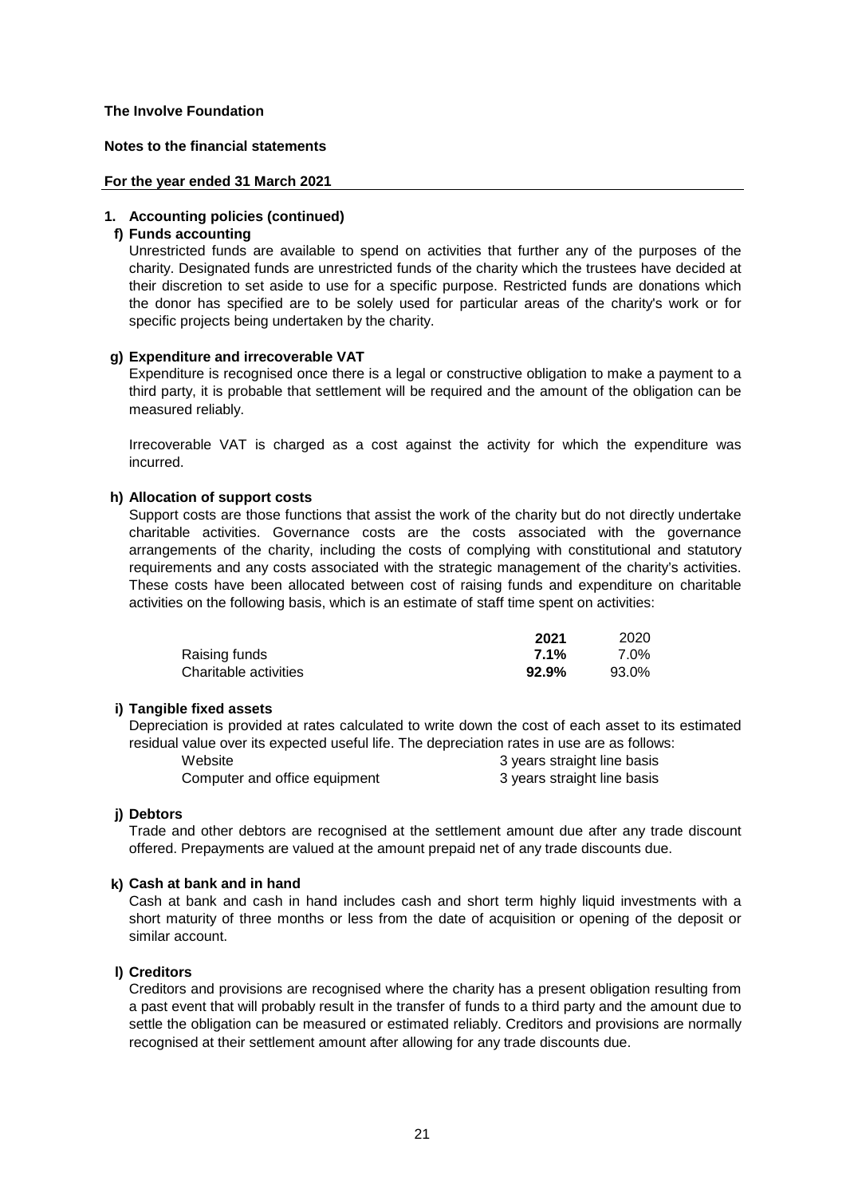**The Involve Foundation**

**Notes to the financial statements**

**For the year ended 31 March 2021**

## 1. Accounting policies (continued)

### f) Funds accounting

Unrestricted funds are available to spend on activities that further any of the purposes of the charity. Designated funds are unrestricted funds of the charity which the trustees have decided at their discretion to set aside to use for a specific purpose. Restricted funds are donations which the donor has specified are to be solely used for particular areas of the charity's work or for specific projects being undertaken by the charity.

### g) Expenditure and irrecoverable VAT

Expenditure is recognised once there is a legal or constructive obligation to make a payment to a third party, it is probable that settlement will be required and the amount of the obligation can be measured reliably.

Irrecoverable VAT is charged as a cost against the activity for which the expenditure was incurred.

### h) Allocation of support costs

Support costs are those functions that assist the work of the charity but do not directly undertake charitable activities. Governance costs are the costs associated with the governance arrangements of the charity, including the costs of complying with constitutional and statutory requirements and any costs associated with the strategic management of the charity's activities. These costs have been allocated between cost of raising funds and expenditure on charitable activities on the following basis, which is an estimate of staff time spent on activities:

| | **2021** | 2020 |
|---|---|---|
| Raising funds | **7.1%** | 7.0% |
| Charitable activities | **92.9%** | 93.0% |

### i) Tangible fixed assets

Depreciation is provided at rates calculated to write down the cost of each asset to its estimated residual value over its expected useful life. The depreciation rates in use are as follows:

| | |
|---|---|
| Website | 3 years straight line basis |
| Computer and office equipment | 3 years straight line basis |

### j) Debtors

Trade and other debtors are recognised at the settlement amount due after any trade discount offered. Prepayments are valued at the amount prepaid net of any trade discounts due.

### k) Cash at bank and in hand

Cash at bank and cash in hand includes cash and short term highly liquid investments with a short maturity of three months or less from the date of acquisition or opening of the deposit or similar account.

### l) Creditors

Creditors and provisions are recognised where the charity has a present obligation resulting from a past event that will probably result in the transfer of funds to a third party and the amount due to settle the obligation can be measured or estimated reliably. Creditors and provisions are normally recognised at their settlement amount after allowing for any trade discounts due.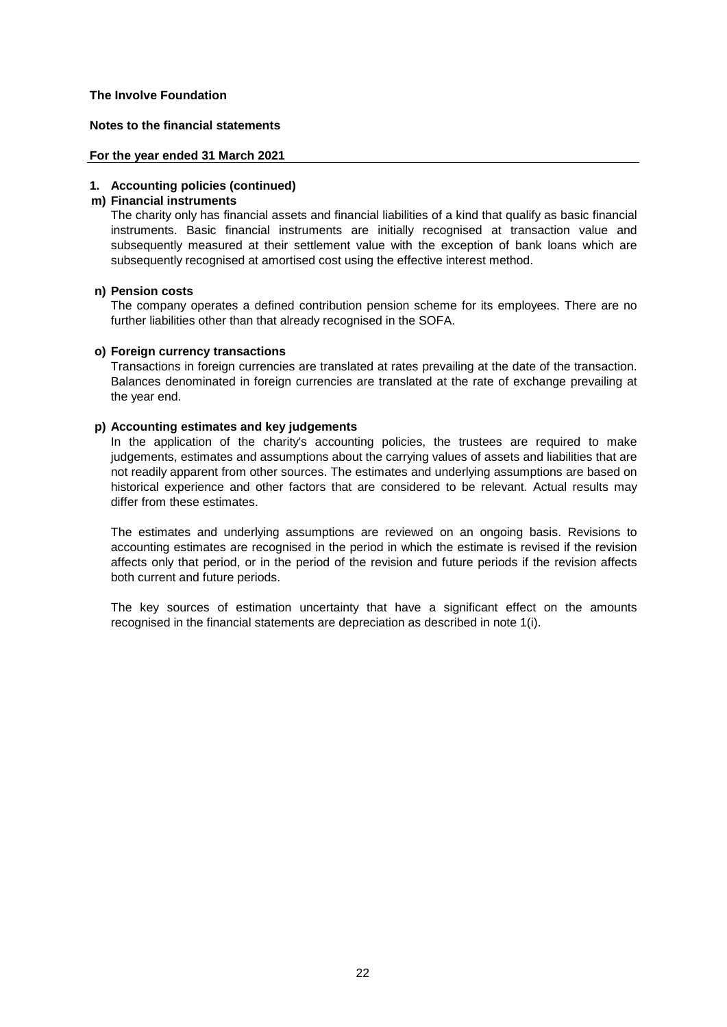**The Involve Foundation**

**Notes to the financial statements**

**For the year ended 31 March 2021**

**1. Accounting policies (continued)**

**m) Financial instruments**

The charity only has financial assets and financial liabilities of a kind that qualify as basic financial instruments. Basic financial instruments are initially recognised at transaction value and subsequently measured at their settlement value with the exception of bank loans which are subsequently recognised at amortised cost using the effective interest method.

**n) Pension costs**

The company operates a defined contribution pension scheme for its employees. There are no further liabilities other than that already recognised in the SOFA.

**o) Foreign currency transactions**

Transactions in foreign currencies are translated at rates prevailing at the date of the transaction. Balances denominated in foreign currencies are translated at the rate of exchange prevailing at the year end.

**p) Accounting estimates and key judgements**

In the application of the charity's accounting policies, the trustees are required to make judgements, estimates and assumptions about the carrying values of assets and liabilities that are not readily apparent from other sources. The estimates and underlying assumptions are based on historical experience and other factors that are considered to be relevant. Actual results may differ from these estimates.

The estimates and underlying assumptions are reviewed on an ongoing basis. Revisions to accounting estimates are recognised in the period in which the estimate is revised if the revision affects only that period, or in the period of the revision and future periods if the revision affects both current and future periods.

The key sources of estimation uncertainty that have a significant effect on the amounts recognised in the financial statements are depreciation as described in note 1(i).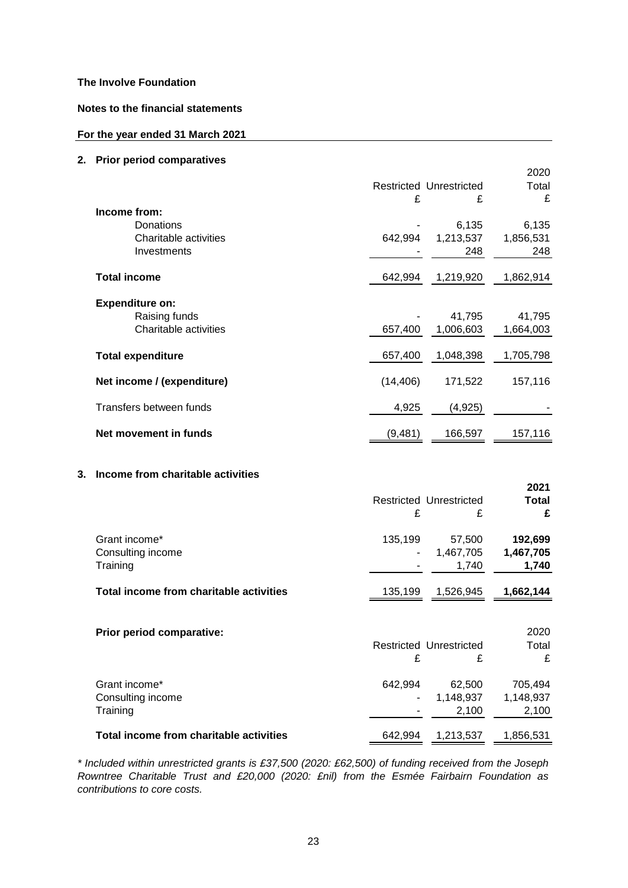**The Involve Foundation**

**Notes to the financial statements**

**For the year ended 31 March 2021**

## 2. Prior period comparatives

| | Restricted £ | Unrestricted £ | 2020 Total £ |
|---|---|---|---|
| **Income from:** | | | |
| Donations | - | 6,135 | 6,135 |
| Charitable activities | 642,994 | 1,213,537 | 1,856,531 |
| Investments | - | 248 | 248 |
| **Total income** | 642,994 | 1,219,920 | 1,862,914 |
| **Expenditure on:** | | | |
| Raising funds | - | 41,795 | 41,795 |
| Charitable activities | 657,400 | 1,006,603 | 1,664,003 |
| **Total expenditure** | 657,400 | 1,048,398 | 1,705,798 |
| **Net income / (expenditure)** | (14,406) | 171,522 | 157,116 |
| Transfers between funds | 4,925 | (4,925) | - |
| **Net movement in funds** | (9,481) | 166,597 | 157,116 |

## 3. Income from charitable activities

| | Restricted £ | Unrestricted £ | **2021 Total £** |
|---|---|---|---|
| Grant income* | 135,199 | 57,500 | **192,699** |
| Consulting income | - | 1,467,705 | **1,467,705** |
| Training | - | 1,740 | **1,740** |
| **Total income from charitable activities** | 135,199 | 1,526,945 | **1,662,144** |

**Prior period comparative:**

| | Restricted £ | Unrestricted £ | 2020 Total £ |
|---|---|---|---|
| Grant income* | 642,994 | 62,500 | 705,494 |
| Consulting income | - | 1,148,937 | 1,148,937 |
| Training | - | 2,100 | 2,100 |
| **Total income from charitable activities** | 642,994 | 1,213,537 | 1,856,531 |

*\* Included within unrestricted grants is £37,500 (2020: £62,500) of funding received from the Joseph Rowntree Charitable Trust and £20,000 (2020: £nil) from the Esmée Fairbairn Foundation as contributions to core costs.*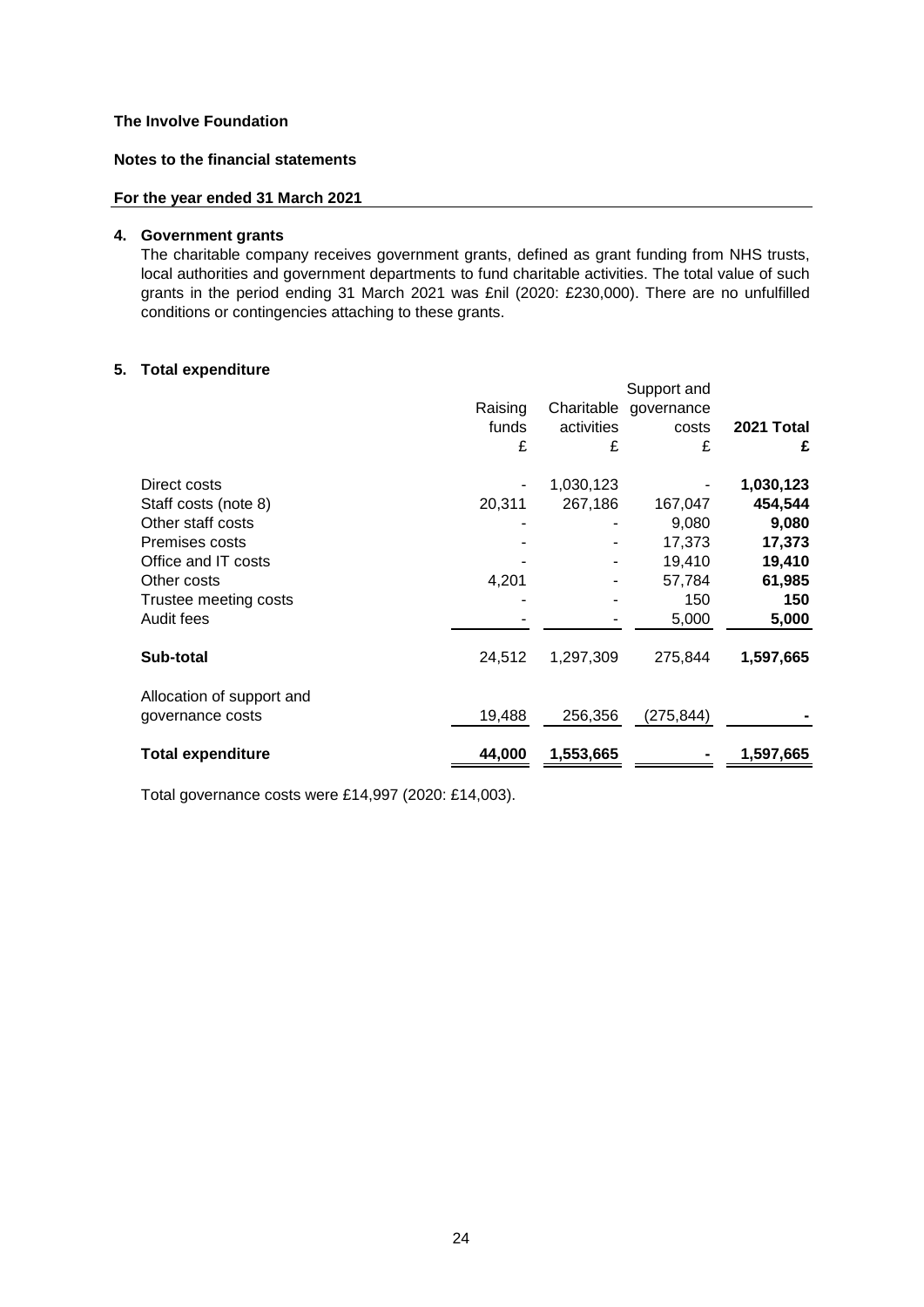**The Involve Foundation**

**Notes to the financial statements**

**For the year ended 31 March 2021**

**4. Government grants**

The charitable company receives government grants, defined as grant funding from NHS trusts, local authorities and government departments to fund charitable activities. The total value of such grants in the period ending 31 March 2021 was £nil (2020: £230,000). There are no unfulfilled conditions or contingencies attaching to these grants.

**5. Total expenditure**

| | Raising funds | Charitable activities | Support and governance costs | **2021 Total** |
|---|---|---|---|---|
| | £ | £ | £ | **£** |
| Direct costs | - | 1,030,123 | - | **1,030,123** |
| Staff costs (note 8) | 20,311 | 267,186 | 167,047 | **454,544** |
| Other staff costs | - | - | 9,080 | **9,080** |
| Premises costs | - | - | 17,373 | **17,373** |
| Office and IT costs | - | - | 19,410 | **19,410** |
| Other costs | 4,201 | - | 57,784 | **61,985** |
| Trustee meeting costs | - | - | 150 | **150** |
| Audit fees | - | - | 5,000 | **5,000** |
| **Sub-total** | 24,512 | 1,297,309 | 275,844 | **1,597,665** |
| Allocation of support and governance costs | 19,488 | 256,356 | (275,844) | **-** |
| **Total expenditure** | **44,000** | **1,553,665** | **-** | **1,597,665** |

Total governance costs were £14,997 (2020: £14,003).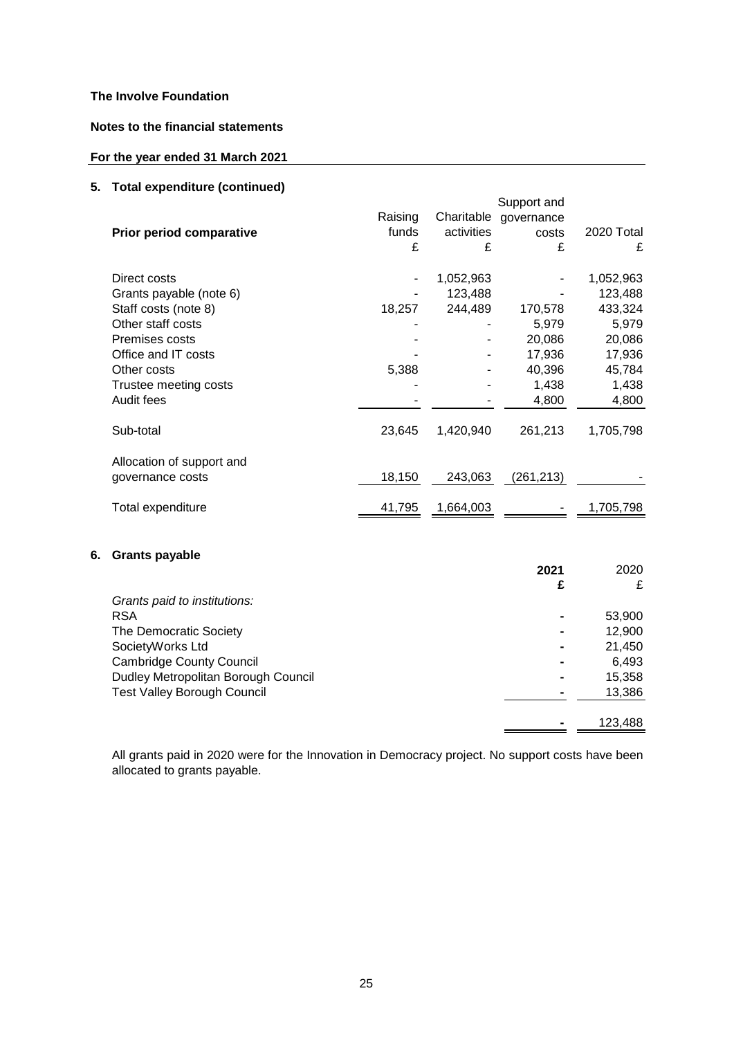**The Involve Foundation**

**Notes to the financial statements**

**For the year ended 31 March 2021**

## 5. Total expenditure (continued)

| **Prior period comparative** | Raising funds £ | Charitable activities £ | Support and governance costs £ | 2020 Total £ |
|---|---|---|---|---|
| Direct costs | - | 1,052,963 | - | 1,052,963 |
| Grants payable (note 6) | - | 123,488 | - | 123,488 |
| Staff costs (note 8) | 18,257 | 244,489 | 170,578 | 433,324 |
| Other staff costs | - | - | 5,979 | 5,979 |
| Premises costs | - | - | 20,086 | 20,086 |
| Office and IT costs | - | - | 17,936 | 17,936 |
| Other costs | 5,388 | - | 40,396 | 45,784 |
| Trustee meeting costs | - | - | 1,438 | 1,438 |
| Audit fees | - | - | 4,800 | 4,800 |
| Sub-total | 23,645 | 1,420,940 | 261,213 | 1,705,798 |
| Allocation of support and governance costs | 18,150 | 243,063 | (261,213) | - |
| Total expenditure | 41,795 | 1,664,003 | - | 1,705,798 |

## 6. Grants payable

| | **2021 £** | 2020 £ |
|---|---|---|
| *Grants paid to institutions:* | | |
| RSA | **-** | 53,900 |
| The Democratic Society | **-** | 12,900 |
| SocietyWorks Ltd | **-** | 21,450 |
| Cambridge County Council | **-** | 6,493 |
| Dudley Metropolitan Borough Council | **-** | 15,358 |
| Test Valley Borough Council | **-** | 13,386 |
| | **-** | 123,488 |

All grants paid in 2020 were for the Innovation in Democracy project. No support costs have been allocated to grants payable.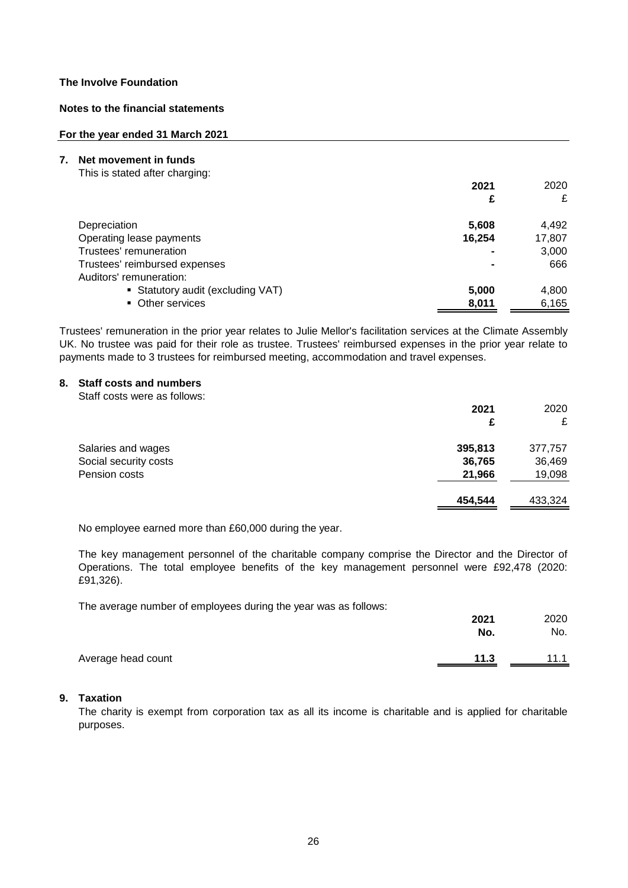**The Involve Foundation**

**Notes to the financial statements**

**For the year ended 31 March 2021**

## 7. Net movement in funds

This is stated after charging:

| | **2021** | 2020 |
|---|---|---|
| | **£** | £ |
| Depreciation | **5,608** | 4,492 |
| Operating lease payments | **16,254** | 17,807 |
| Trustees' remuneration | **-** | 3,000 |
| Trustees' reimbursed expenses | **-** | 666 |
| Auditors' remuneration: | | |
| ▪ Statutory audit (excluding VAT) | **5,000** | 4,800 |
| ▪ Other services | **8,011** | 6,165 |

Trustees' remuneration in the prior year relates to Julie Mellor's facilitation services at the Climate Assembly UK. No trustee was paid for their role as trustee. Trustees' reimbursed expenses in the prior year relate to payments made to 3 trustees for reimbursed meeting, accommodation and travel expenses.

## 8. Staff costs and numbers

Staff costs were as follows:

| | **2021** | 2020 |
|---|---|---|
| | **£** | £ |
| Salaries and wages | **395,813** | 377,757 |
| Social security costs | **36,765** | 36,469 |
| Pension costs | **21,966** | 19,098 |
| | **454,544** | 433,324 |

No employee earned more than £60,000 during the year.

The key management personnel of the charitable company comprise the Director and the Director of Operations. The total employee benefits of the key management personnel were £92,478 (2020: £91,326).

The average number of employees during the year was as follows:

| | **2021** | 2020 |
|---|---|---|
| | **No.** | No. |
| Average head count | **11.3** | 11.1 |

## 9. Taxation

The charity is exempt from corporation tax as all its income is charitable and is applied for charitable purposes.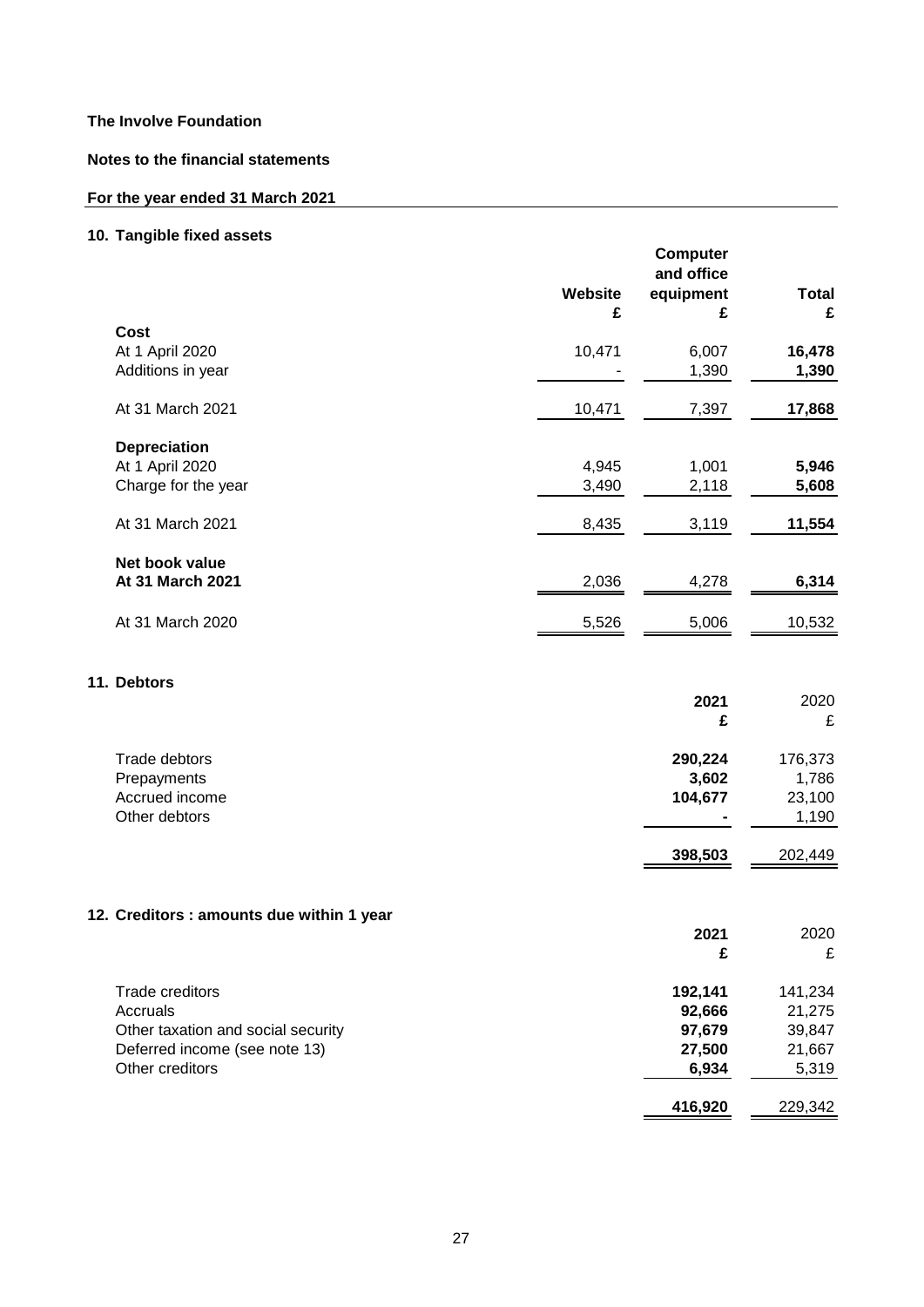**The Involve Foundation**

**Notes to the financial statements**

**For the year ended 31 March 2021**

## 10. Tangible fixed assets

| | Website £ | Computer and office equipment £ | Total £ |
|---|---|---|---|
| **Cost** | | | |
| At 1 April 2020 | 10,471 | 6,007 | **16,478** |
| Additions in year | - | 1,390 | **1,390** |
| At 31 March 2021 | 10,471 | 7,397 | **17,868** |
| **Depreciation** | | | |
| At 1 April 2020 | 4,945 | 1,001 | **5,946** |
| Charge for the year | 3,490 | 2,118 | **5,608** |
| At 31 March 2021 | 8,435 | 3,119 | **11,554** |
| **Net book value** | | | |
| **At 31 March 2021** | 2,036 | 4,278 | **6,314** |
| At 31 March 2020 | 5,526 | 5,006 | 10,532 |

## 11. Debtors

| | 2021 £ | 2020 £ |
|---|---|---|
| Trade debtors | **290,224** | 176,373 |
| Prepayments | **3,602** | 1,786 |
| Accrued income | **104,677** | 23,100 |
| Other debtors | **-** | 1,190 |
| | **398,503** | 202,449 |

## 12. Creditors : amounts due within 1 year

| | 2021 £ | 2020 £ |
|---|---|---|
| Trade creditors | **192,141** | 141,234 |
| Accruals | **92,666** | 21,275 |
| Other taxation and social security | **97,679** | 39,847 |
| Deferred income (see note 13) | **27,500** | 21,667 |
| Other creditors | **6,934** | 5,319 |
| | **416,920** | 229,342 |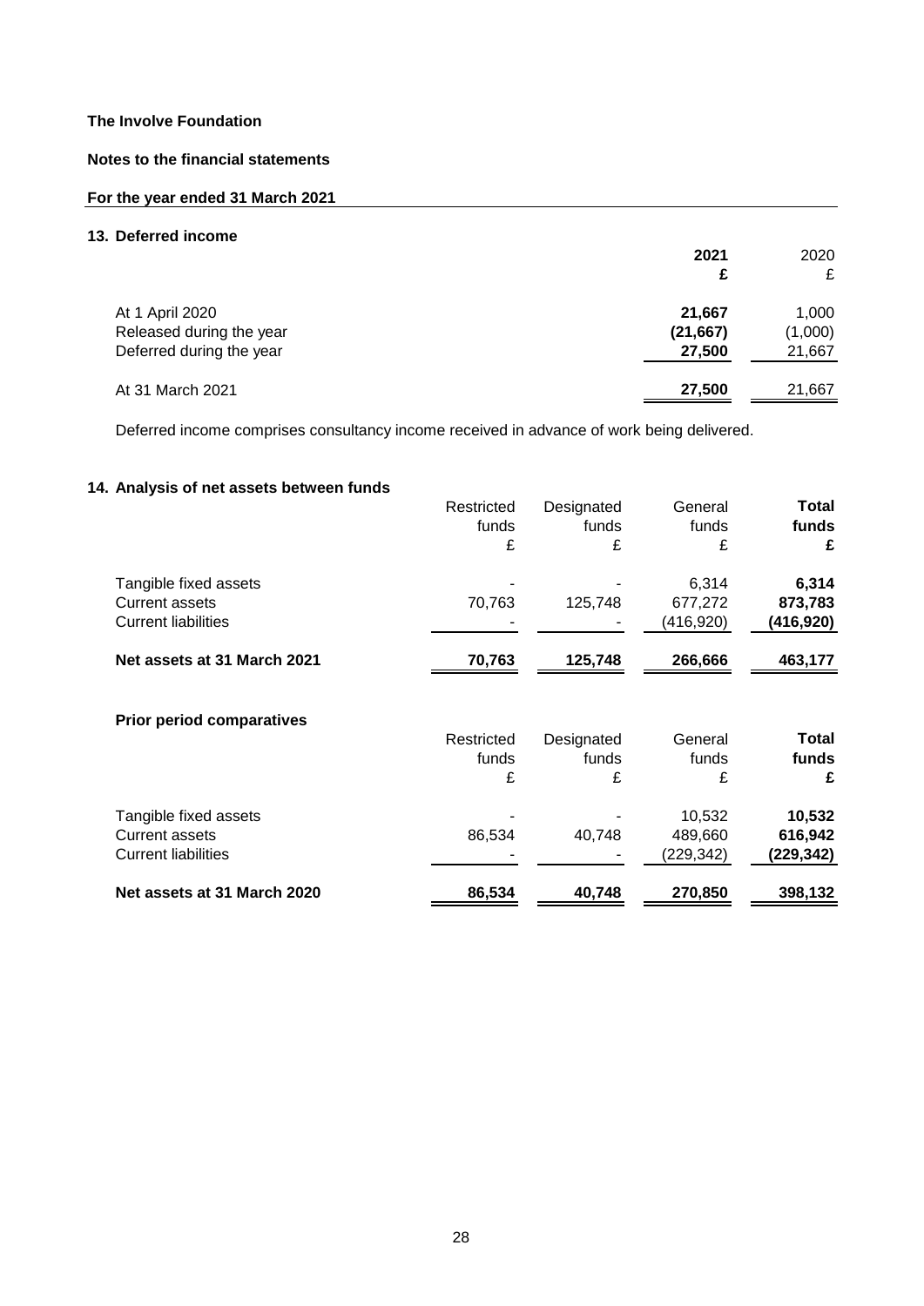**The Involve Foundation**

**Notes to the financial statements**

**For the year ended 31 March 2021**

## 13. Deferred income

| | 2021 | 2020 |
|---|---|---|
| | £ | £ |
| At 1 April 2020 | 21,667 | 1,000 |
| Released during the year | (21,667) | (1,000) |
| Deferred during the year | 27,500 | 21,667 |
| At 31 March 2021 | 27,500 | 21,667 |

Deferred income comprises consultancy income received in advance of work being delivered.

## 14. Analysis of net assets between funds

| | Restricted funds | Designated funds | General funds | Total funds |
|---|---|---|---|---|
| | £ | £ | £ | £ |
| Tangible fixed assets | - | - | 6,314 | 6,314 |
| Current assets | 70,763 | 125,748 | 677,272 | 873,783 |
| Current liabilities | - | - | (416,920) | (416,920) |
| **Net assets at 31 March 2021** | **70,763** | **125,748** | **266,666** | **463,177** |

**Prior period comparatives**

| | Restricted funds | Designated funds | General funds | Total funds |
|---|---|---|---|---|
| | £ | £ | £ | £ |
| Tangible fixed assets | - | - | 10,532 | 10,532 |
| Current assets | 86,534 | 40,748 | 489,660 | 616,942 |
| Current liabilities | - | - | (229,342) | (229,342) |
| **Net assets at 31 March 2020** | **86,534** | **40,748** | **270,850** | **398,132** |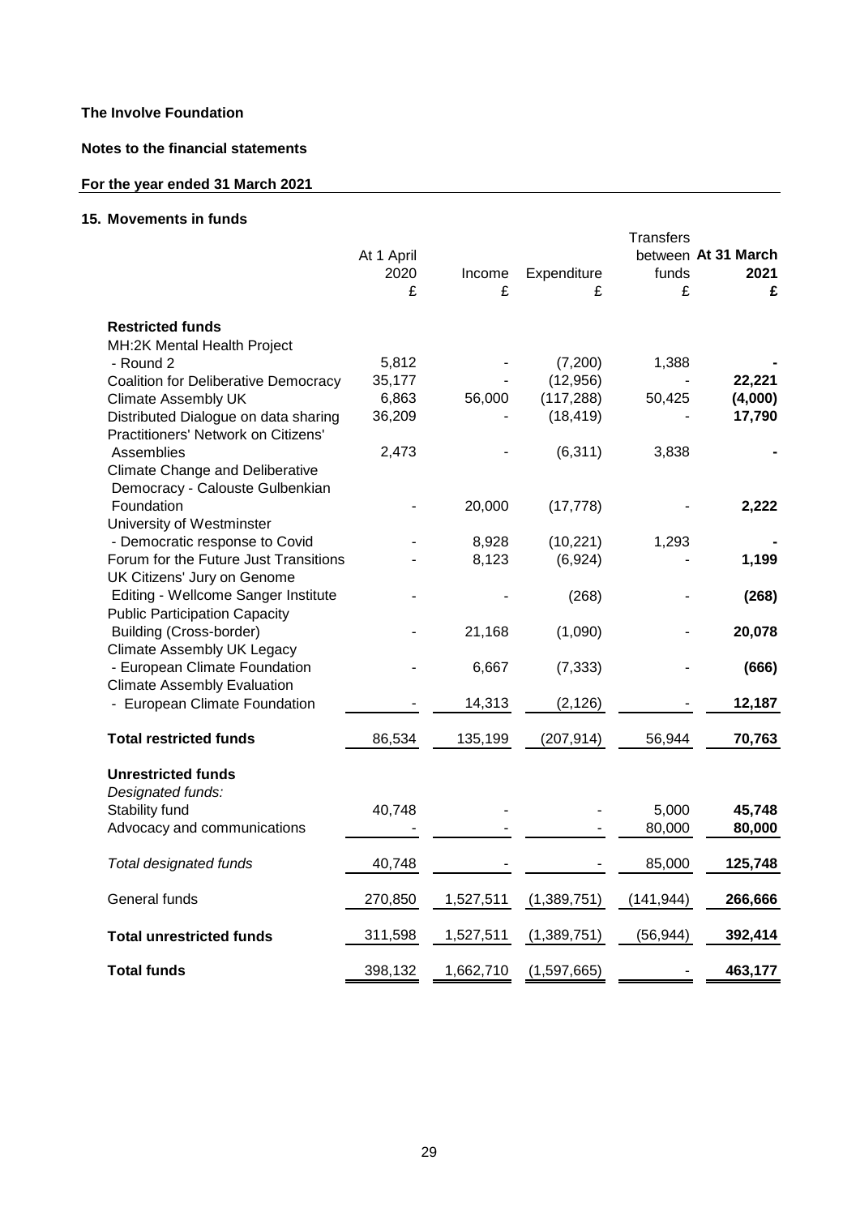**The Involve Foundation**

**Notes to the financial statements**

**For the year ended 31 March 2021**

**15. Movements in funds**

| | At 1 April 2020 £ | Income £ | Expenditure £ | Transfers between funds £ | **At 31 March 2021 £** |
|---|---|---|---|---|---|
| **Restricted funds** | | | | | |
| MH:2K Mental Health Project - Round 2 | 5,812 | - | (7,200) | 1,388 | **-** |
| Coalition for Deliberative Democracy | 35,177 | - | (12,956) | - | **22,221** |
| Climate Assembly UK | 6,863 | 56,000 | (117,288) | 50,425 | **(4,000)** |
| Distributed Dialogue on data sharing | 36,209 | - | (18,419) | - | **17,790** |
| Practitioners' Network on Citizens' Assemblies | 2,473 | - | (6,311) | 3,838 | **-** |
| Climate Change and Deliberative Democracy - Calouste Gulbenkian Foundation | - | 20,000 | (17,778) | - | **2,222** |
| University of Westminster - Democratic response to Covid | - | 8,928 | (10,221) | 1,293 | **-** |
| Forum for the Future Just Transitions | - | 8,123 | (6,924) | - | **1,199** |
| UK Citizens' Jury on Genome Editing - Wellcome Sanger Institute | - | - | (268) | - | **(268)** |
| Public Participation Capacity Building (Cross-border) | - | 21,168 | (1,090) | - | **20,078** |
| Climate Assembly UK Legacy - European Climate Foundation | - | 6,667 | (7,333) | - | **(666)** |
| Climate Assembly Evaluation - European Climate Foundation | - | 14,313 | (2,126) | - | **12,187** |
| **Total restricted funds** | 86,534 | 135,199 | (207,914) | 56,944 | **70,763** |
| **Unrestricted funds** | | | | | |
| *Designated funds:* | | | | | |
| Stability fund | 40,748 | - | - | 5,000 | **45,748** |
| Advocacy and communications | - | - | - | 80,000 | **80,000** |
| *Total designated funds* | 40,748 | - | - | 85,000 | **125,748** |
| General funds | 270,850 | 1,527,511 | (1,389,751) | (141,944) | **266,666** |
| **Total unrestricted funds** | 311,598 | 1,527,511 | (1,389,751) | (56,944) | **392,414** |
| **Total funds** | 398,132 | 1,662,710 | (1,597,665) | - | **463,177** |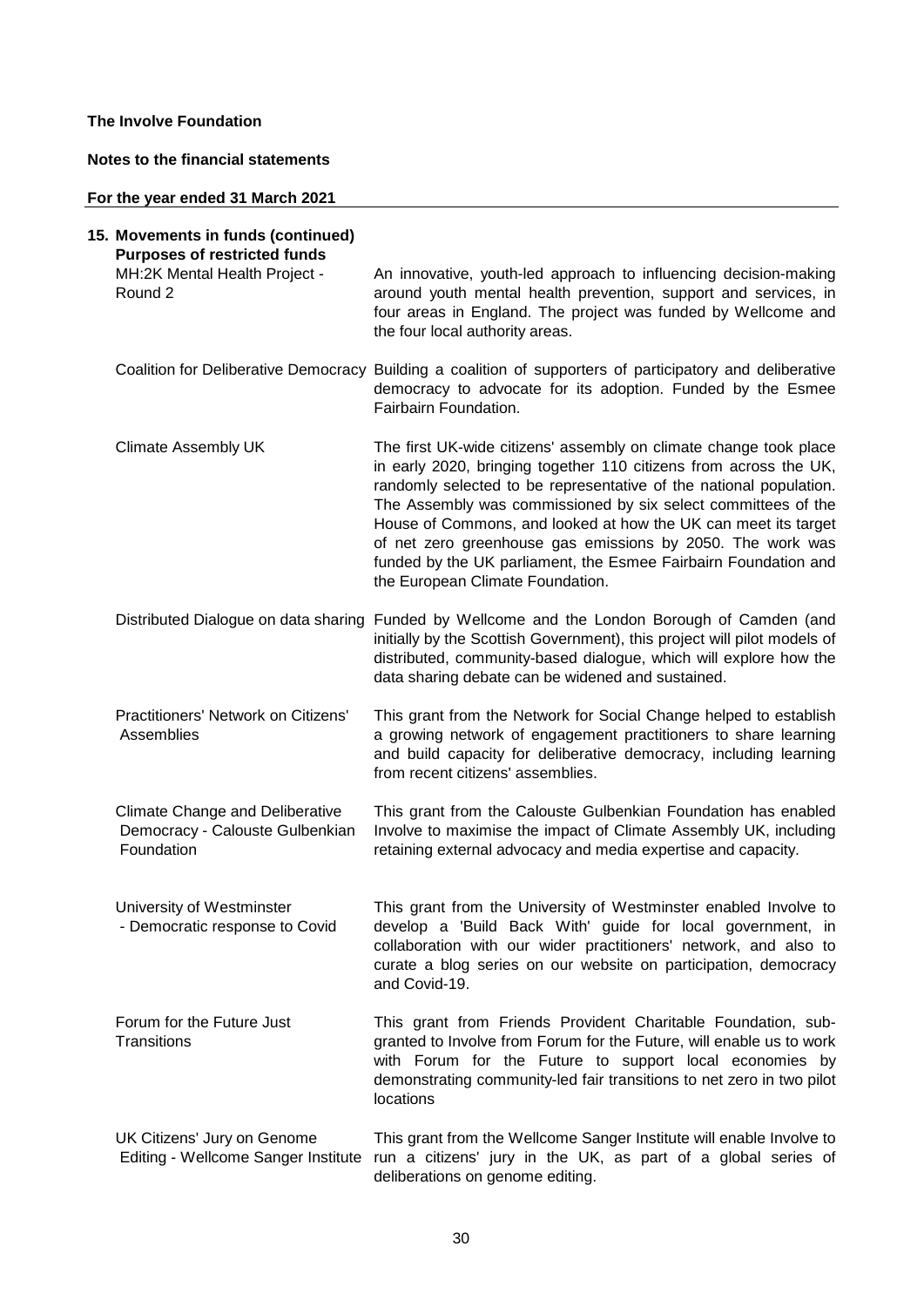**The Involve Foundation**

**Notes to the financial statements**

**For the year ended 31 March 2021**

**15. Movements in funds (continued)**

**Purposes of restricted funds**

| Fund | Purpose |
| --- | --- |
| MH:2K Mental Health Project - Round 2 | An innovative, youth-led approach to influencing decision-making around youth mental health prevention, support and services, in four areas in England. The project was funded by Wellcome and the four local authority areas. |
| Coalition for Deliberative Democracy | Building a coalition of supporters of participatory and deliberative democracy to advocate for its adoption. Funded by the Esmee Fairbairn Foundation. |
| Climate Assembly UK | The first UK-wide citizens' assembly on climate change took place in early 2020, bringing together 110 citizens from across the UK, randomly selected to be representative of the national population. The Assembly was commissioned by six select committees of the House of Commons, and looked at how the UK can meet its target of net zero greenhouse gas emissions by 2050. The work was funded by the UK parliament, the Esmee Fairbairn Foundation and the European Climate Foundation. |
| Distributed Dialogue on data sharing | Funded by Wellcome and the London Borough of Camden (and initially by the Scottish Government), this project will pilot models of distributed, community-based dialogue, which will explore how the data sharing debate can be widened and sustained. |
| Practitioners' Network on Citizens' Assemblies | This grant from the Network for Social Change helped to establish a growing network of engagement practitioners to share learning and build capacity for deliberative democracy, including learning from recent citizens' assemblies. |
| Climate Change and Deliberative Democracy - Calouste Gulbenkian Foundation | This grant from the Calouste Gulbenkian Foundation has enabled Involve to maximise the impact of Climate Assembly UK, including retaining external advocacy and media expertise and capacity. |
| University of Westminster - Democratic response to Covid | This grant from the University of Westminster enabled Involve to develop a 'Build Back With' guide for local government, in collaboration with our wider practitioners' network, and also to curate a blog series on our website on participation, democracy and Covid-19. |
| Forum for the Future Just Transitions | This grant from Friends Provident Charitable Foundation, sub-granted to Involve from Forum for the Future, will enable us to work with Forum for the Future to support local economies by demonstrating community-led fair transitions to net zero in two pilot locations |
| UK Citizens' Jury on Genome Editing - Wellcome Sanger Institute | This grant from the Wellcome Sanger Institute will enable Involve to run a citizens' jury in the UK, as part of a global series of deliberations on genome editing. |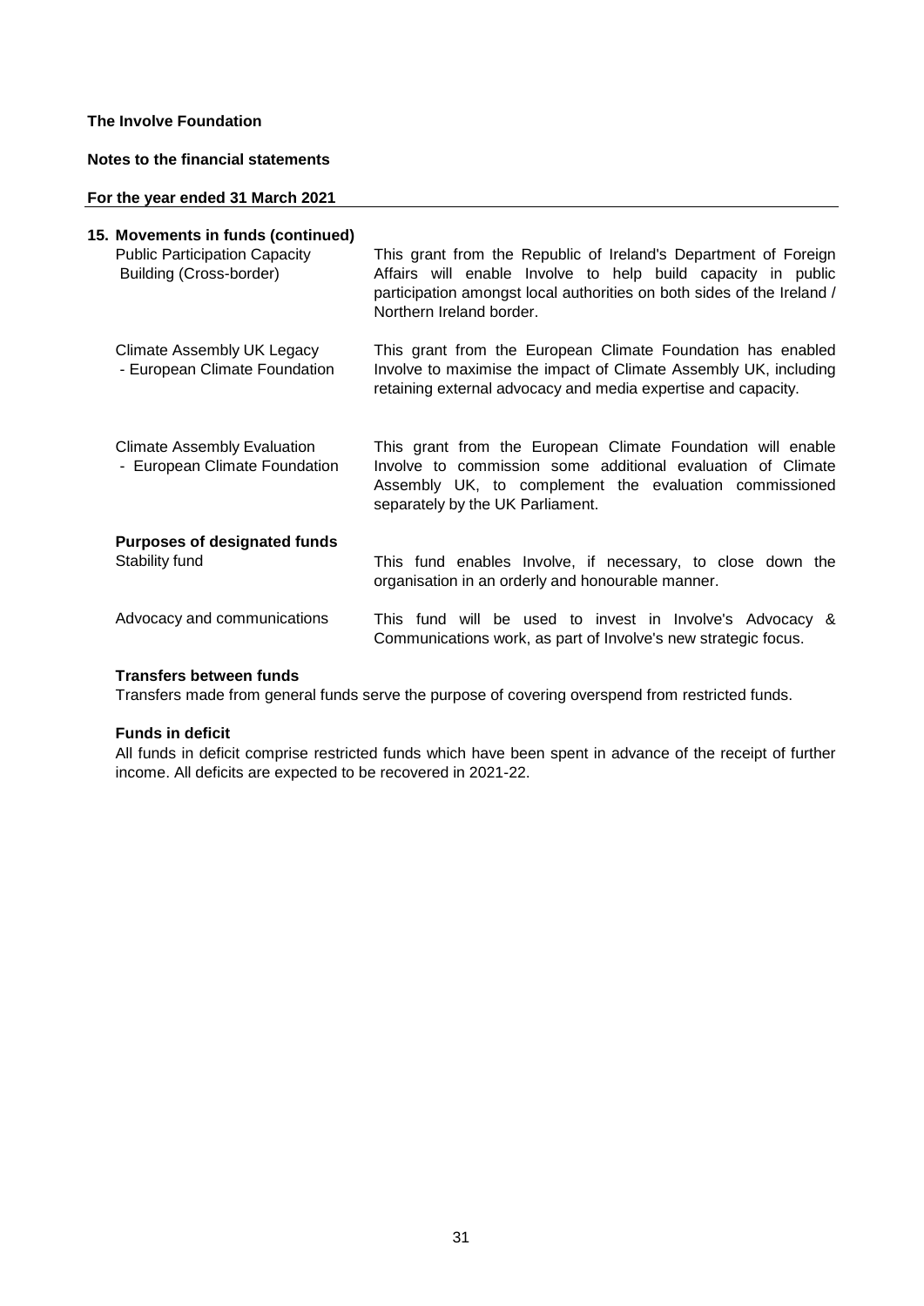**The Involve Foundation**

**Notes to the financial statements**

**For the year ended 31 March 2021**

## 15. Movements in funds (continued)

| | |
|---|---|
| Public Participation Capacity Building (Cross-border) | This grant from the Republic of Ireland's Department of Foreign Affairs will enable Involve to help build capacity in public participation amongst local authorities on both sides of the Ireland / Northern Ireland border. |
| Climate Assembly UK Legacy - European Climate Foundation | This grant from the European Climate Foundation has enabled Involve to maximise the impact of Climate Assembly UK, including retaining external advocacy and media expertise and capacity. |
| Climate Assembly Evaluation - European Climate Foundation | This grant from the European Climate Foundation will enable Involve to commission some additional evaluation of Climate Assembly UK, to complement the evaluation commissioned separately by the UK Parliament. |

**Purposes of designated funds**

| | |
|---|---|
| Stability fund | This fund enables Involve, if necessary, to close down the organisation in an orderly and honourable manner. |
| Advocacy and communications | This fund will be used to invest in Involve's Advocacy & Communications work, as part of Involve's new strategic focus. |

**Transfers between funds**

Transfers made from general funds serve the purpose of covering overspend from restricted funds.

**Funds in deficit**

All funds in deficit comprise restricted funds which have been spent in advance of the receipt of further income. All deficits are expected to be recovered in 2021-22.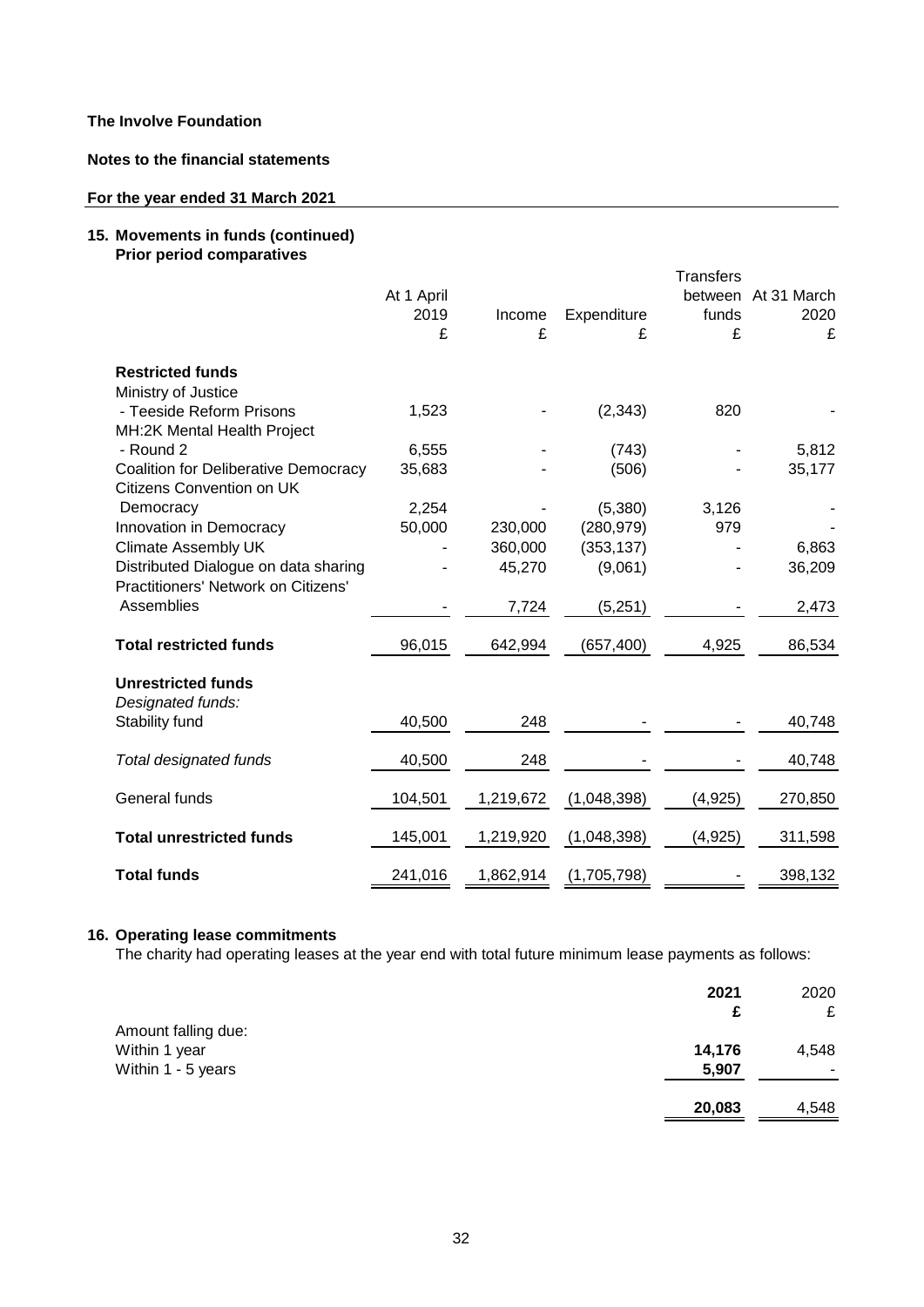**The Involve Foundation**

**Notes to the financial statements**

**For the year ended 31 March 2021**

## 15. Movements in funds (continued)

**Prior period comparatives**

| | At 1 April 2019 £ | Income £ | Expenditure £ | Transfers between funds £ | At 31 March 2020 £ |
|---|---|---|---|---|---|
| **Restricted funds** | | | | | |
| Ministry of Justice - Teeside Reform Prisons | 1,523 | - | (2,343) | 820 | - |
| MH:2K Mental Health Project - Round 2 | 6,555 | - | (743) | - | 5,812 |
| Coalition for Deliberative Democracy | 35,683 | - | (506) | - | 35,177 |
| Citizens Convention on UK Democracy | 2,254 | - | (5,380) | 3,126 | - |
| Innovation in Democracy | 50,000 | 230,000 | (280,979) | 979 | - |
| Climate Assembly UK | - | 360,000 | (353,137) | - | 6,863 |
| Distributed Dialogue on data sharing | - | 45,270 | (9,061) | - | 36,209 |
| Practitioners' Network on Citizens' Assemblies | - | 7,724 | (5,251) | - | 2,473 |
| **Total restricted funds** | 96,015 | 642,994 | (657,400) | 4,925 | 86,534 |
| **Unrestricted funds** | | | | | |
| *Designated funds:* | | | | | |
| Stability fund | 40,500 | 248 | - | - | 40,748 |
| *Total designated funds* | 40,500 | 248 | - | - | 40,748 |
| General funds | 104,501 | 1,219,672 | (1,048,398) | (4,925) | 270,850 |
| **Total unrestricted funds** | 145,001 | 1,219,920 | (1,048,398) | (4,925) | 311,598 |
| **Total funds** | 241,016 | 1,862,914 | (1,705,798) | - | 398,132 |

## 16. Operating lease commitments

The charity had operating leases at the year end with total future minimum lease payments as follows:

| | **2021 £** | 2020 £ |
|---|---|---|
| Amount falling due: | | |
| Within 1 year | **14,176** | 4,548 |
| Within 1 - 5 years | **5,907** | - |
| | **20,083** | 4,548 |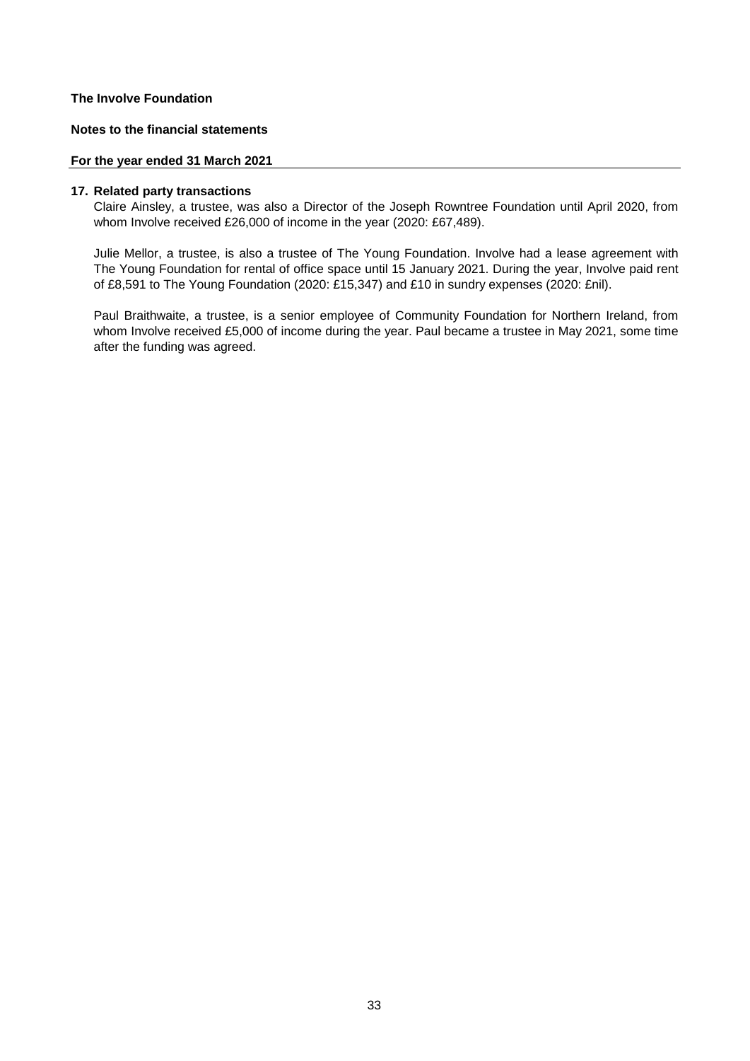**The Involve Foundation**

**Notes to the financial statements**

**For the year ended 31 March 2021**

## 17. Related party transactions

Claire Ainsley, a trustee, was also a Director of the Joseph Rowntree Foundation until April 2020, from whom Involve received £26,000 of income in the year (2020: £67,489).

Julie Mellor, a trustee, is also a trustee of The Young Foundation. Involve had a lease agreement with The Young Foundation for rental of office space until 15 January 2021. During the year, Involve paid rent of £8,591 to The Young Foundation (2020: £15,347) and £10 in sundry expenses (2020: £nil).

Paul Braithwaite, a trustee, is a senior employee of Community Foundation for Northern Ireland, from whom Involve received £5,000 of income during the year. Paul became a trustee in May 2021, some time after the funding was agreed.